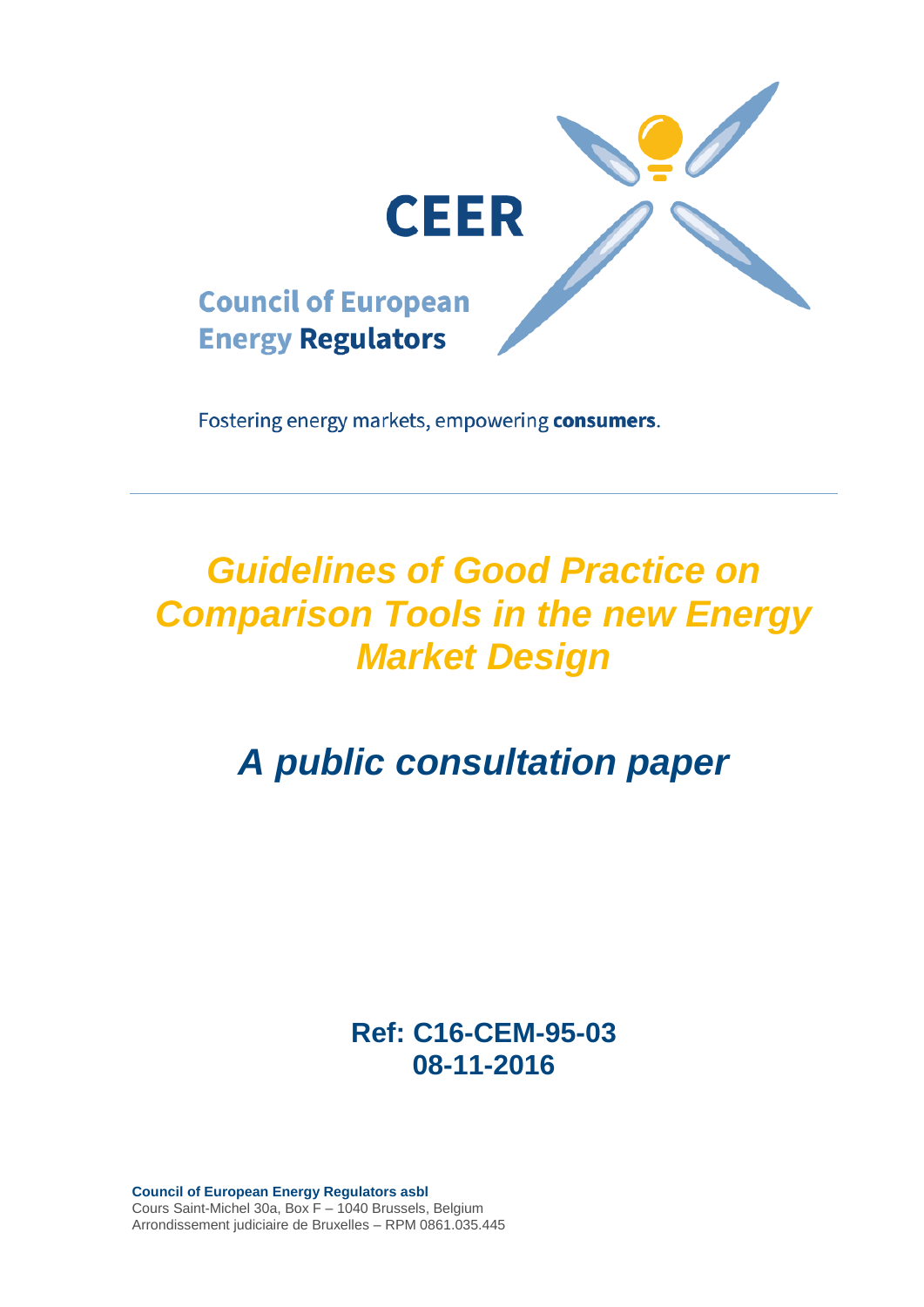CEER

Council of European Energy Regulators

Fostering energy markets, empowering **consumers**.

# *Guidelines of Good Practice on Comparison Tools in the new Energy Market Design*

## *A public consultation paper*

**Ref: C16-CEM-95-03**
**08-11-2016**

**Council of European Energy Regulators asbl**
Cours Saint-Michel 30a, Box F – 1040 Brussels, Belgium
Arrondissement judiciaire de Bruxelles – RPM 0861.035.445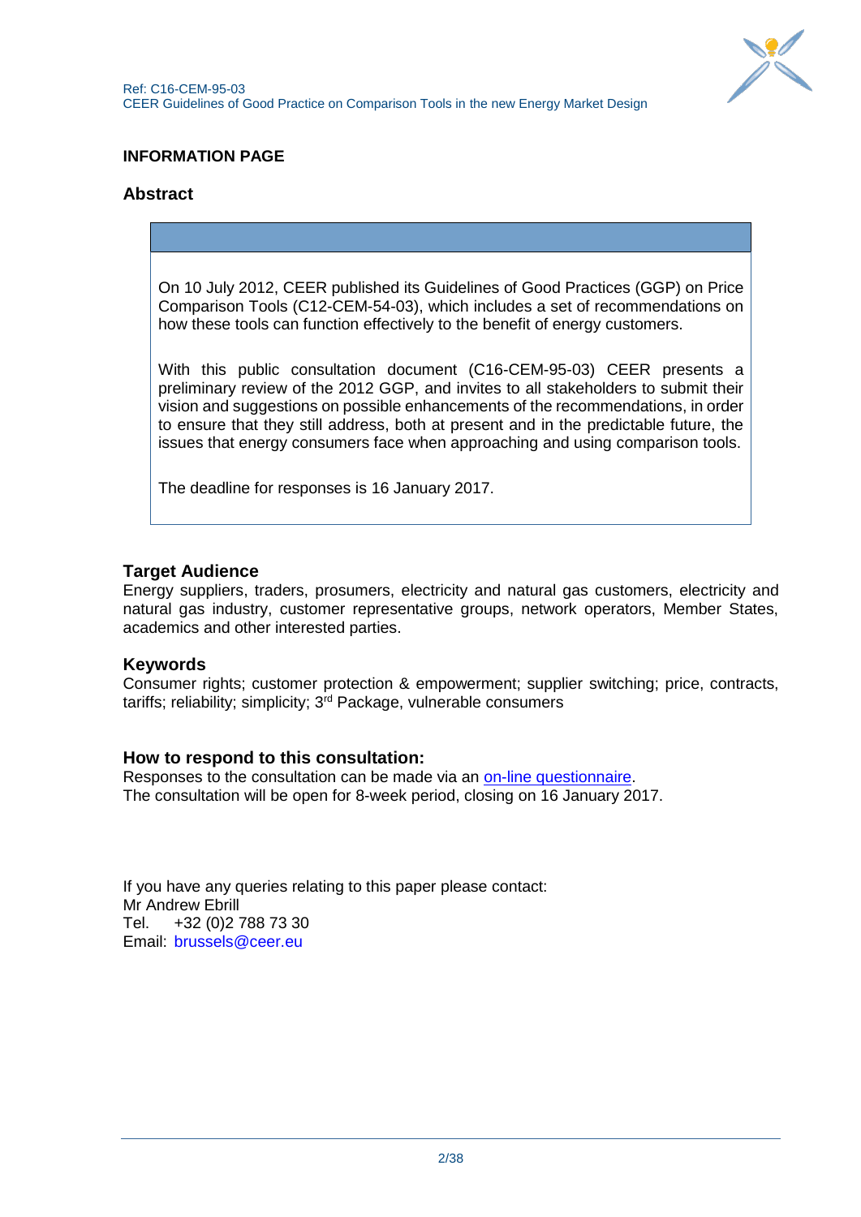## INFORMATION PAGE

### Abstract

On 10 July 2012, CEER published its Guidelines of Good Practices (GGP) on Price Comparison Tools (C12-CEM-54-03), which includes a set of recommendations on how these tools can function effectively to the benefit of energy customers.

With this public consultation document (C16-CEM-95-03) CEER presents a preliminary review of the 2012 GGP, and invites to all stakeholders to submit their vision and suggestions on possible enhancements of the recommendations, in order to ensure that they still address, both at present and in the predictable future, the issues that energy consumers face when approaching and using comparison tools.

The deadline for responses is 16 January 2017.

### Target Audience

Energy suppliers, traders, prosumers, electricity and natural gas customers, electricity and natural gas industry, customer representative groups, network operators, Member States, academics and other interested parties.

### Keywords

Consumer rights; customer protection & empowerment; supplier switching; price, contracts, tariffs; reliability; simplicity; 3rd Package, vulnerable consumers

### How to respond to this consultation:

Responses to the consultation can be made via an on-line questionnaire.
The consultation will be open for 8-week period, closing on 16 January 2017.

If you have any queries relating to this paper please contact:
Mr Andrew Ebrill
Tel. +32 (0)2 788 73 30
Email: brussels@ceer.eu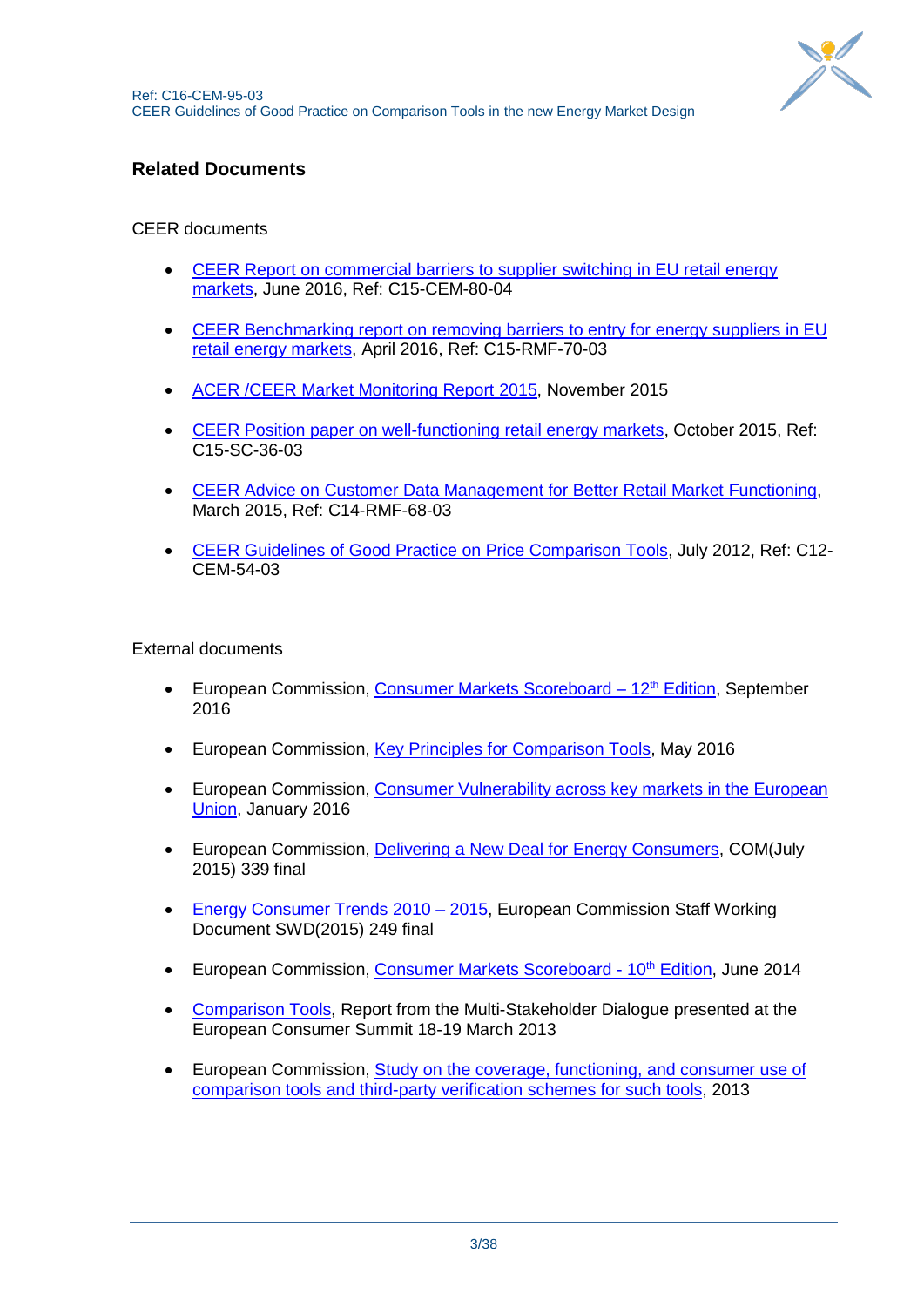## Related Documents

CEER documents

- CEER Report on commercial barriers to supplier switching in EU retail energy markets, June 2016, Ref: C15-CEM-80-04
- CEER Benchmarking report on removing barriers to entry for energy suppliers in EU retail energy markets, April 2016, Ref: C15-RMF-70-03
- ACER /CEER Market Monitoring Report 2015, November 2015
- CEER Position paper on well-functioning retail energy markets, October 2015, Ref: C15-SC-36-03
- CEER Advice on Customer Data Management for Better Retail Market Functioning, March 2015, Ref: C14-RMF-68-03
- CEER Guidelines of Good Practice on Price Comparison Tools, July 2012, Ref: C12-CEM-54-03

External documents

- European Commission, Consumer Markets Scoreboard – 12th Edition, September 2016
- European Commission, Key Principles for Comparison Tools, May 2016
- European Commission, Consumer Vulnerability across key markets in the European Union, January 2016
- European Commission, Delivering a New Deal for Energy Consumers, COM(July 2015) 339 final
- Energy Consumer Trends 2010 – 2015, European Commission Staff Working Document SWD(2015) 249 final
- European Commission, Consumer Markets Scoreboard - 10th Edition, June 2014
- Comparison Tools, Report from the Multi-Stakeholder Dialogue presented at the European Consumer Summit 18-19 March 2013
- European Commission, Study on the coverage, functioning, and consumer use of comparison tools and third-party verification schemes for such tools, 2013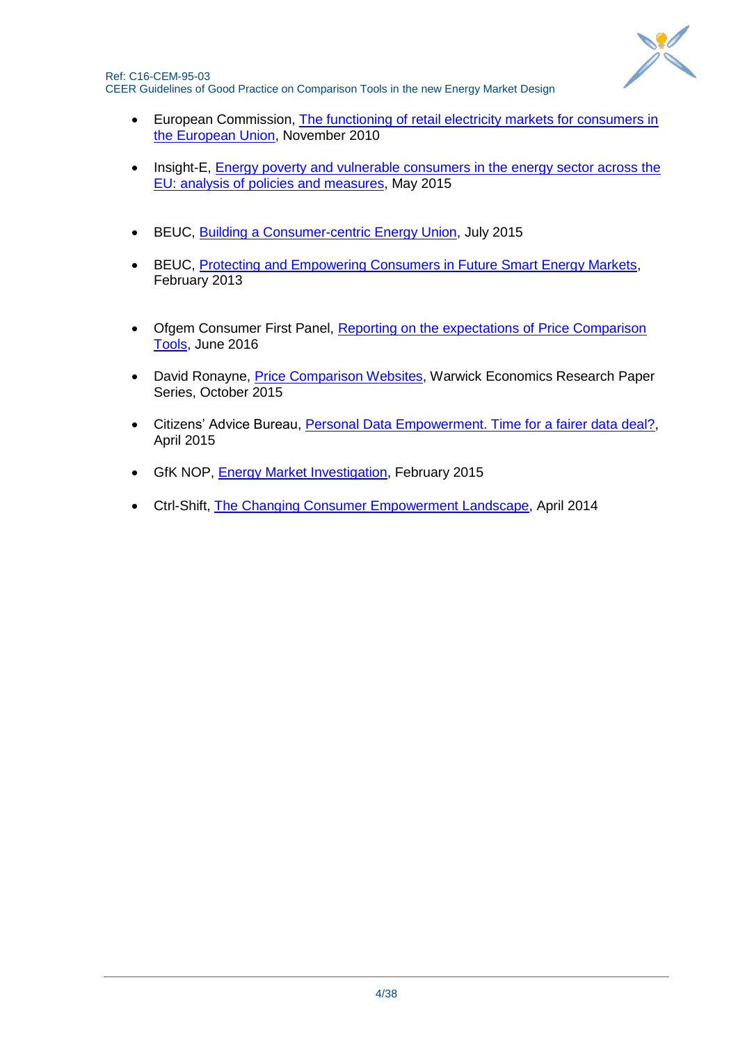- European Commission, The functioning of retail electricity markets for consumers in the European Union, November 2010

- Insight-E, Energy poverty and vulnerable consumers in the energy sector across the EU: analysis of policies and measures, May 2015

- BEUC, Building a Consumer-centric Energy Union, July 2015

- BEUC, Protecting and Empowering Consumers in Future Smart Energy Markets, February 2013

- Ofgem Consumer First Panel, Reporting on the expectations of Price Comparison Tools, June 2016

- David Ronayne, Price Comparison Websites, Warwick Economics Research Paper Series, October 2015

- Citizens' Advice Bureau, Personal Data Empowerment. Time for a fairer data deal?, April 2015

- GfK NOP, Energy Market Investigation, February 2015

- Ctrl-Shift, The Changing Consumer Empowerment Landscape, April 2014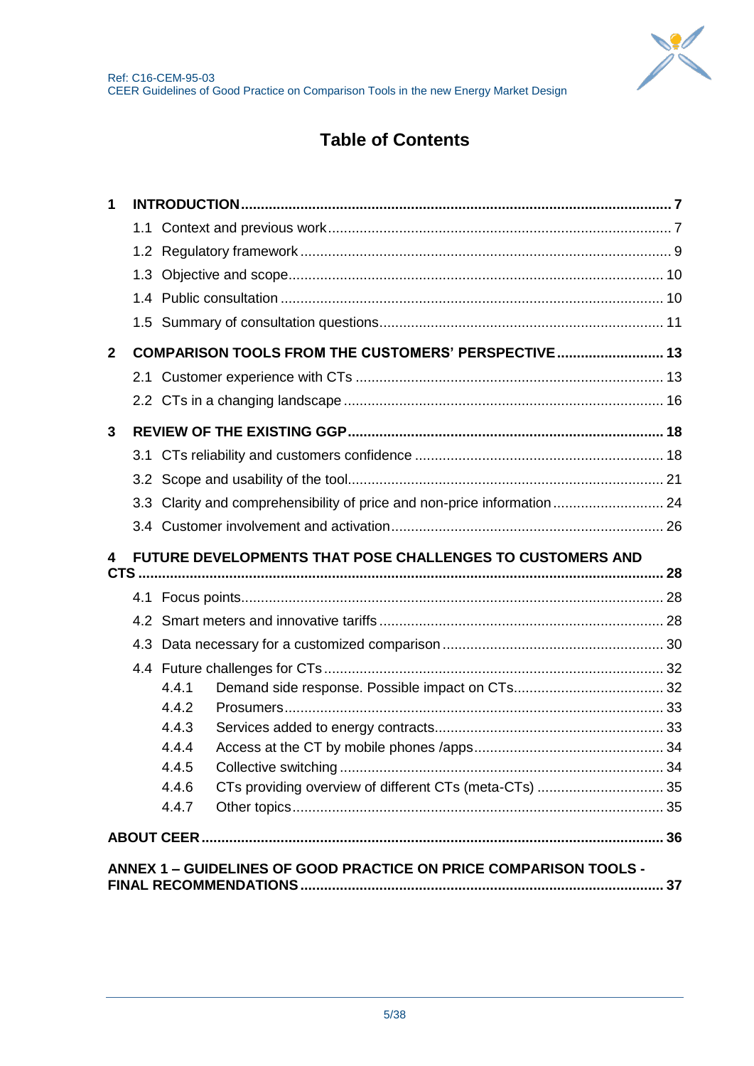# Table of Contents

**1 INTRODUCTION** ..... **7**
- 1.1 Context and previous work ..... 7
- 1.2 Regulatory framework ..... 9
- 1.3 Objective and scope ..... 10
- 1.4 Public consultation ..... 10
- 1.5 Summary of consultation questions ..... 11

**2 COMPARISON TOOLS FROM THE CUSTOMERS' PERSPECTIVE** ..... **13**
- 2.1 Customer experience with CTs ..... 13
- 2.2 CTs in a changing landscape ..... 16

**3 REVIEW OF THE EXISTING GGP** ..... **18**
- 3.1 CTs reliability and customers confidence ..... 18
- 3.2 Scope and usability of the tool ..... 21
- 3.3 Clarity and comprehensibility of price and non-price information ..... 24
- 3.4 Customer involvement and activation ..... 26

**4 FUTURE DEVELOPMENTS THAT POSE CHALLENGES TO CUSTOMERS AND CTS** ..... **28**
- 4.1 Focus points ..... 28
- 4.2 Smart meters and innovative tariffs ..... 28
- 4.3 Data necessary for a customized comparison ..... 30
- 4.4 Future challenges for CTs ..... 32
  - 4.4.1 Demand side response. Possible impact on CTs ..... 32
  - 4.4.2 Prosumers ..... 33
  - 4.4.3 Services added to energy contracts ..... 33
  - 4.4.4 Access at the CT by mobile phones /apps ..... 34
  - 4.4.5 Collective switching ..... 34
  - 4.4.6 CTs providing overview of different CTs (meta-CTs) ..... 35
  - 4.4.7 Other topics ..... 35

**ABOUT CEER** ..... **36**

**ANNEX 1 – GUIDELINES OF GOOD PRACTICE ON PRICE COMPARISON TOOLS - FINAL RECOMMENDATIONS** ..... **37**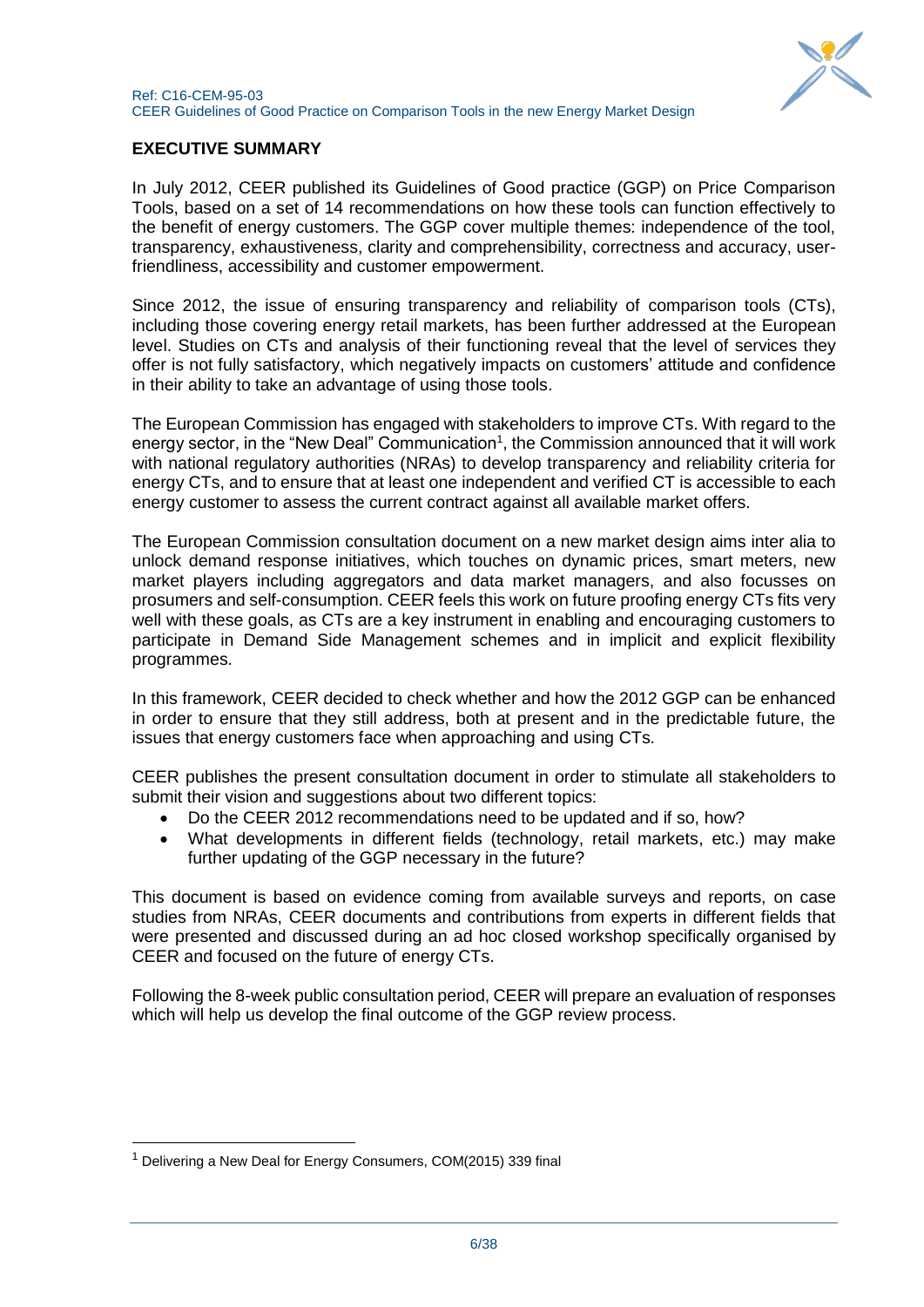## EXECUTIVE SUMMARY

In July 2012, CEER published its Guidelines of Good practice (GGP) on Price Comparison Tools, based on a set of 14 recommendations on how these tools can function effectively to the benefit of energy customers. The GGP cover multiple themes: independence of the tool, transparency, exhaustiveness, clarity and comprehensibility, correctness and accuracy, user-friendliness, accessibility and customer empowerment.

Since 2012, the issue of ensuring transparency and reliability of comparison tools (CTs), including those covering energy retail markets, has been further addressed at the European level. Studies on CTs and analysis of their functioning reveal that the level of services they offer is not fully satisfactory, which negatively impacts on customers' attitude and confidence in their ability to take an advantage of using those tools.

The European Commission has engaged with stakeholders to improve CTs. With regard to the energy sector, in the "New Deal" Communication[1], the Commission announced that it will work with national regulatory authorities (NRAs) to develop transparency and reliability criteria for energy CTs, and to ensure that at least one independent and verified CT is accessible to each energy customer to assess the current contract against all available market offers.

The European Commission consultation document on a new market design aims inter alia to unlock demand response initiatives, which touches on dynamic prices, smart meters, new market players including aggregators and data market managers, and also focusses on prosumers and self-consumption. CEER feels this work on future proofing energy CTs fits very well with these goals, as CTs are a key instrument in enabling and encouraging customers to participate in Demand Side Management schemes and in implicit and explicit flexibility programmes.

In this framework, CEER decided to check whether and how the 2012 GGP can be enhanced in order to ensure that they still address, both at present and in the predictable future, the issues that energy customers face when approaching and using CTs.

CEER publishes the present consultation document in order to stimulate all stakeholders to submit their vision and suggestions about two different topics:

- Do the CEER 2012 recommendations need to be updated and if so, how?
- What developments in different fields (technology, retail markets, etc.) may make further updating of the GGP necessary in the future?

This document is based on evidence coming from available surveys and reports, on case studies from NRAs, CEER documents and contributions from experts in different fields that were presented and discussed during an ad hoc closed workshop specifically organised by CEER and focused on the future of energy CTs.

Following the 8-week public consultation period, CEER will prepare an evaluation of responses which will help us develop the final outcome of the GGP review process.

---

[1] Delivering a New Deal for Energy Consumers, COM(2015) 339 final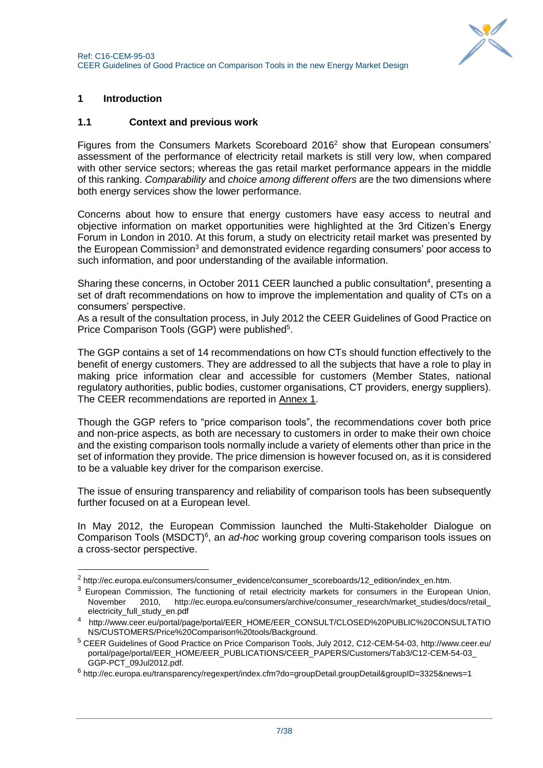# 1 Introduction

## 1.1 Context and previous work

Figures from the Consumers Markets Scoreboard 2016[2] show that European consumers' assessment of the performance of electricity retail markets is still very low, when compared with other service sectors; whereas the gas retail market performance appears in the middle of this ranking. *Comparability* and *choice among different offers* are the two dimensions where both energy services show the lower performance.

Concerns about how to ensure that energy customers have easy access to neutral and objective information on market opportunities were highlighted at the 3rd Citizen's Energy Forum in London in 2010. At this forum, a study on electricity retail market was presented by the European Commission[3] and demonstrated evidence regarding consumers' poor access to such information, and poor understanding of the available information.

Sharing these concerns, in October 2011 CEER launched a public consultation[4], presenting a set of draft recommendations on how to improve the implementation and quality of CTs on a consumers' perspective.
As a result of the consultation process, in July 2012 the CEER Guidelines of Good Practice on Price Comparison Tools (GGP) were published[5].

The GGP contains a set of 14 recommendations on how CTs should function effectively to the benefit of energy customers. They are addressed to all the subjects that have a role to play in making price information clear and accessible for customers (Member States, national regulatory authorities, public bodies, customer organisations, CT providers, energy suppliers). The CEER recommendations are reported in Annex 1.

Though the GGP refers to "price comparison tools", the recommendations cover both price and non-price aspects, as both are necessary to customers in order to make their own choice and the existing comparison tools normally include a variety of elements other than price in the set of information they provide. The price dimension is however focused on, as it is considered to be a valuable key driver for the comparison exercise.

The issue of ensuring transparency and reliability of comparison tools has been subsequently further focused on at a European level.

In May 2012, the European Commission launched the Multi-Stakeholder Dialogue on Comparison Tools (MSDCT)[6], an *ad-hoc* working group covering comparison tools issues on a cross-sector perspective.

---

[2] http://ec.europa.eu/consumers/consumer_evidence/consumer_scoreboards/12_edition/index_en.htm.

[3] European Commission, The functioning of retail electricity markets for consumers in the European Union, November 2010, http://ec.europa.eu/consumers/archive/consumer_research/market_studies/docs/retail_electricity_full_study_en.pdf

[4] http://www.ceer.eu/portal/page/portal/EER_HOME/EER_CONSULT/CLOSED%20PUBLIC%20CONSULTATIONS/CUSTOMERS/Price%20Comparison%20tools/Background.

[5] CEER Guidelines of Good Practice on Price Comparison Tools, July 2012, C12-CEM-54-03, http://www.ceer.eu/portal/page/portal/EER_HOME/EER_PUBLICATIONS/CEER_PAPERS/Customers/Tab3/C12-CEM-54-03_GGP-PCT_09Jul2012.pdf.

[6] http://ec.europa.eu/transparency/regexpert/index.cfm?do=groupDetail.groupDetail&groupID=3325&news=1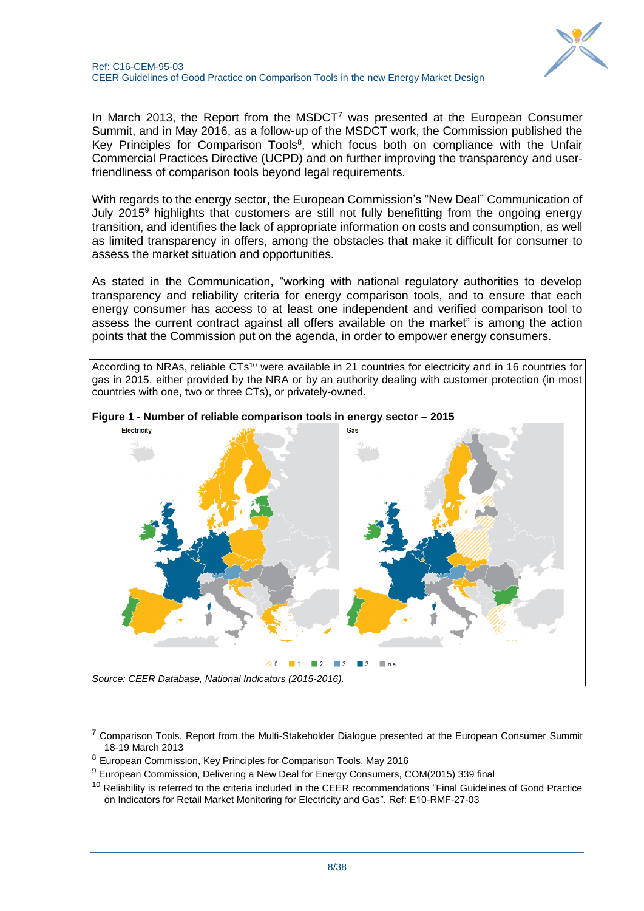In March 2013, the Report from the MSDCT[7] was presented at the European Consumer Summit, and in May 2016, as a follow-up of the MSDCT work, the Commission published the Key Principles for Comparison Tools[8], which focus both on compliance with the Unfair Commercial Practices Directive (UCPD) and on further improving the transparency and user-friendliness of comparison tools beyond legal requirements.

With regards to the energy sector, the European Commission's "New Deal" Communication of July 2015[9] highlights that customers are still not fully benefitting from the ongoing energy transition, and identifies the lack of appropriate information on costs and consumption, as well as limited transparency in offers, among the obstacles that make it difficult for consumer to assess the market situation and opportunities.

As stated in the Communication, "working with national regulatory authorities to develop transparency and reliability criteria for energy comparison tools, and to ensure that each energy consumer has access to at least one independent and verified comparison tool to assess the current contract against all offers available on the market" is among the action points that the Commission put on the agenda, in order to empower energy consumers.

According to NRAs, reliable CTs[10] were available in 21 countries for electricity and in 16 countries for gas in 2015, either provided by the NRA or by an authority dealing with customer protection (in most countries with one, two or three CTs), or privately-owned.

**Figure 1 - Number of reliable comparison tools in energy sector – 2015**

*Source: CEER Database, National Indicators (2015-2016).*

---

[7] Comparison Tools, Report from the Multi-Stakeholder Dialogue presented at the European Consumer Summit 18-19 March 2013

[8] European Commission, Key Principles for Comparison Tools, May 2016

[9] European Commission, Delivering a New Deal for Energy Consumers, COM(2015) 339 final

[10] Reliability is referred to the criteria included in the CEER recommendations "Final Guidelines of Good Practice on Indicators for Retail Market Monitoring for Electricity and Gas", Ref: E10-RMF-27-03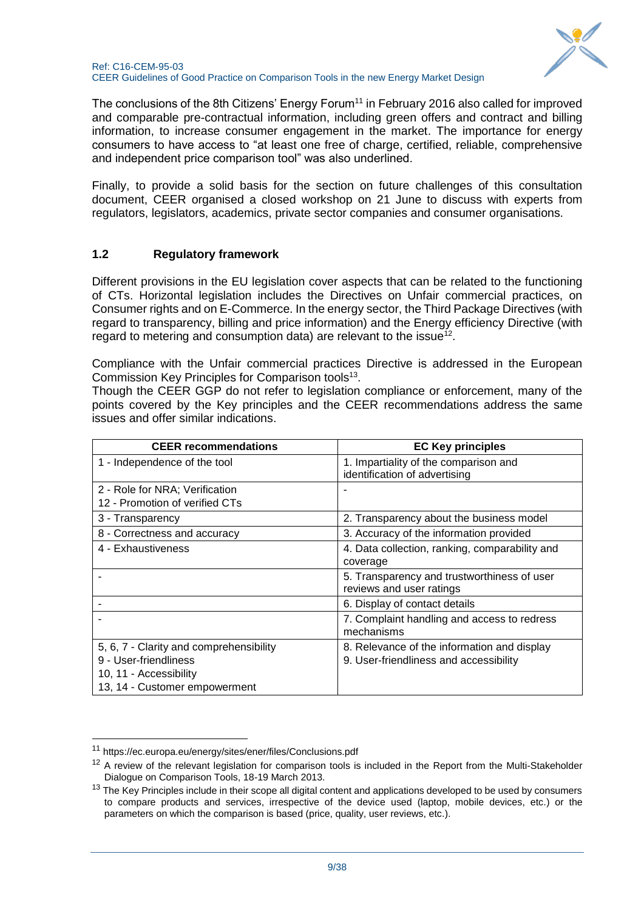The conclusions of the 8th Citizens' Energy Forum[11] in February 2016 also called for improved and comparable pre-contractual information, including green offers and contract and billing information, to increase consumer engagement in the market. The importance for energy consumers to have access to "at least one free of charge, certified, reliable, comprehensive and independent price comparison tool" was also underlined.

Finally, to provide a solid basis for the section on future challenges of this consultation document, CEER organised a closed workshop on 21 June to discuss with experts from regulators, legislators, academics, private sector companies and consumer organisations.

## 1.2 Regulatory framework

Different provisions in the EU legislation cover aspects that can be related to the functioning of CTs. Horizontal legislation includes the Directives on Unfair commercial practices, on Consumer rights and on E-Commerce. In the energy sector, the Third Package Directives (with regard to transparency, billing and price information) and the Energy efficiency Directive (with regard to metering and consumption data) are relevant to the issue[12].

Compliance with the Unfair commercial practices Directive is addressed in the European Commission Key Principles for Comparison tools[13].
Though the CEER GGP do not refer to legislation compliance or enforcement, many of the points covered by the Key principles and the CEER recommendations address the same issues and offer similar indications.

| CEER recommendations | EC Key principles |
|---|---|
| 1 - Independence of the tool | 1. Impartiality of the comparison and identification of advertising |
| 2 - Role for NRA; Verification<br>12 - Promotion of verified CTs | - |
| 3 - Transparency | 2. Transparency about the business model |
| 8 - Correctness and accuracy | 3. Accuracy of the information provided |
| 4 - Exhaustiveness | 4. Data collection, ranking, comparability and coverage |
| - | 5. Transparency and trustworthiness of user reviews and user ratings |
| - | 6. Display of contact details |
| - | 7. Complaint handling and access to redress mechanisms |
| 5, 6, 7 - Clarity and comprehensibility<br>9 - User-friendliness<br>10, 11 - Accessibility<br>13, 14 - Customer empowerment | 8. Relevance of the information and display<br>9. User-friendliness and accessibility |

[11] https://ec.europa.eu/energy/sites/ener/files/Conclusions.pdf

[12] A review of the relevant legislation for comparison tools is included in the Report from the Multi-Stakeholder Dialogue on Comparison Tools, 18-19 March 2013.

[13] The Key Principles include in their scope all digital content and applications developed to be used by consumers to compare products and services, irrespective of the device used (laptop, mobile devices, etc.) or the parameters on which the comparison is based (price, quality, user reviews, etc.).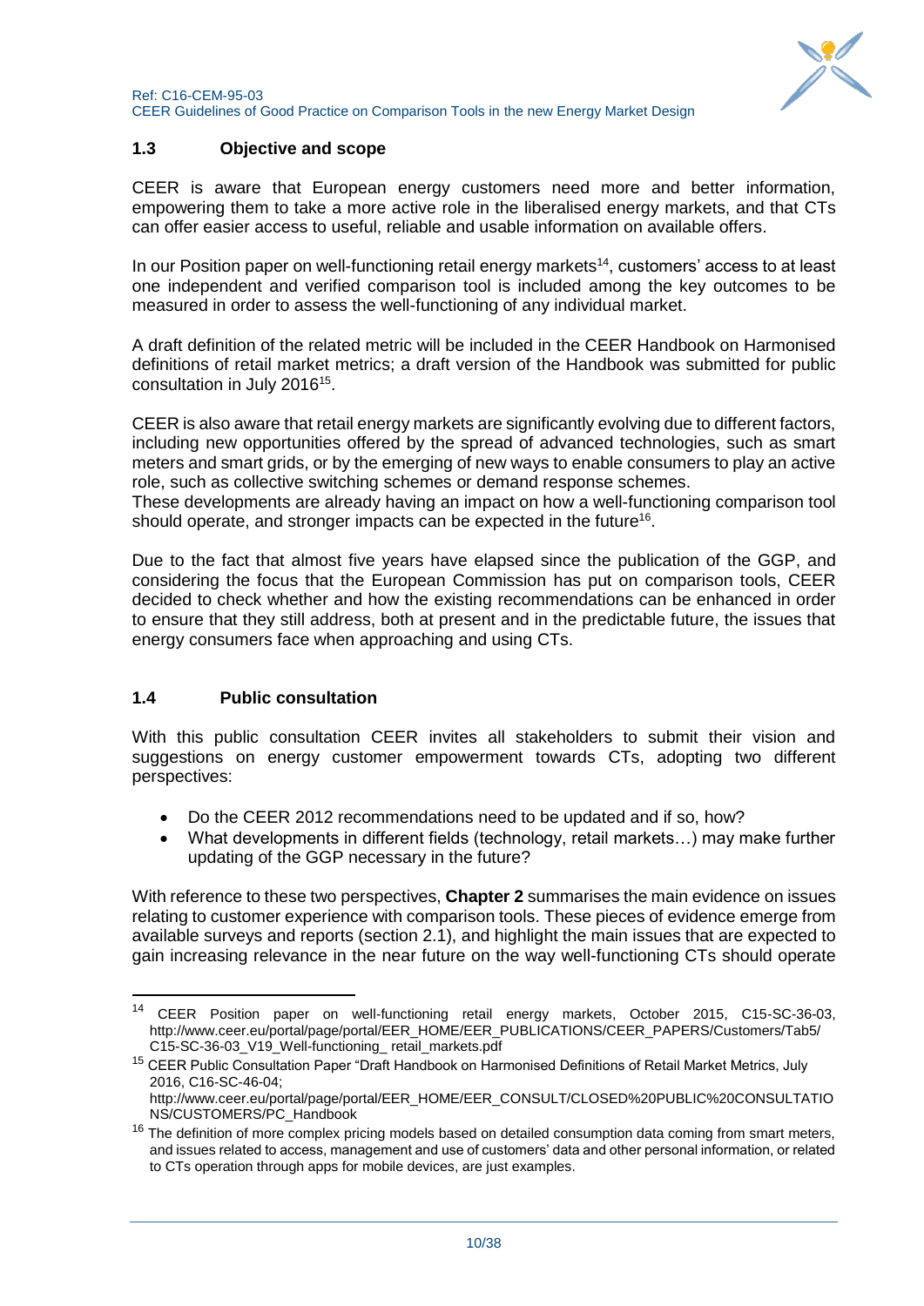## 1.3 Objective and scope

CEER is aware that European energy customers need more and better information, empowering them to take a more active role in the liberalised energy markets, and that CTs can offer easier access to useful, reliable and usable information on available offers.

In our Position paper on well-functioning retail energy markets[14], customers' access to at least one independent and verified comparison tool is included among the key outcomes to be measured in order to assess the well-functioning of any individual market.

A draft definition of the related metric will be included in the CEER Handbook on Harmonised definitions of retail market metrics; a draft version of the Handbook was submitted for public consultation in July 2016[15].

CEER is also aware that retail energy markets are significantly evolving due to different factors, including new opportunities offered by the spread of advanced technologies, such as smart meters and smart grids, or by the emerging of new ways to enable consumers to play an active role, such as collective switching schemes or demand response schemes.
These developments are already having an impact on how a well-functioning comparison tool should operate, and stronger impacts can be expected in the future[16].

Due to the fact that almost five years have elapsed since the publication of the GGP, and considering the focus that the European Commission has put on comparison tools, CEER decided to check whether and how the existing recommendations can be enhanced in order to ensure that they still address, both at present and in the predictable future, the issues that energy consumers face when approaching and using CTs.

## 1.4 Public consultation

With this public consultation CEER invites all stakeholders to submit their vision and suggestions on energy customer empowerment towards CTs, adopting two different perspectives:

- Do the CEER 2012 recommendations need to be updated and if so, how?
- What developments in different fields (technology, retail markets…) may make further updating of the GGP necessary in the future?

With reference to these two perspectives, **Chapter 2** summarises the main evidence on issues relating to customer experience with comparison tools. These pieces of evidence emerge from available surveys and reports (section 2.1), and highlight the main issues that are expected to gain increasing relevance in the near future on the way well-functioning CTs should operate

---

[14] CEER Position paper on well-functioning retail energy markets, October 2015, C15-SC-36-03, http://www.ceer.eu/portal/page/portal/EER_HOME/EER_PUBLICATIONS/CEER_PAPERS/Customers/Tab5/C15-SC-36-03_V19_Well-functioning_ retail_markets.pdf

[15] CEER Public Consultation Paper "Draft Handbook on Harmonised Definitions of Retail Market Metrics, July 2016, C16-SC-46-04; http://www.ceer.eu/portal/page/portal/EER_HOME/EER_CONSULT/CLOSED%20PUBLIC%20CONSULTATIONS/CUSTOMERS/PC_Handbook

[16] The definition of more complex pricing models based on detailed consumption data coming from smart meters, and issues related to access, management and use of customers' data and other personal information, or related to CTs operation through apps for mobile devices, are just examples.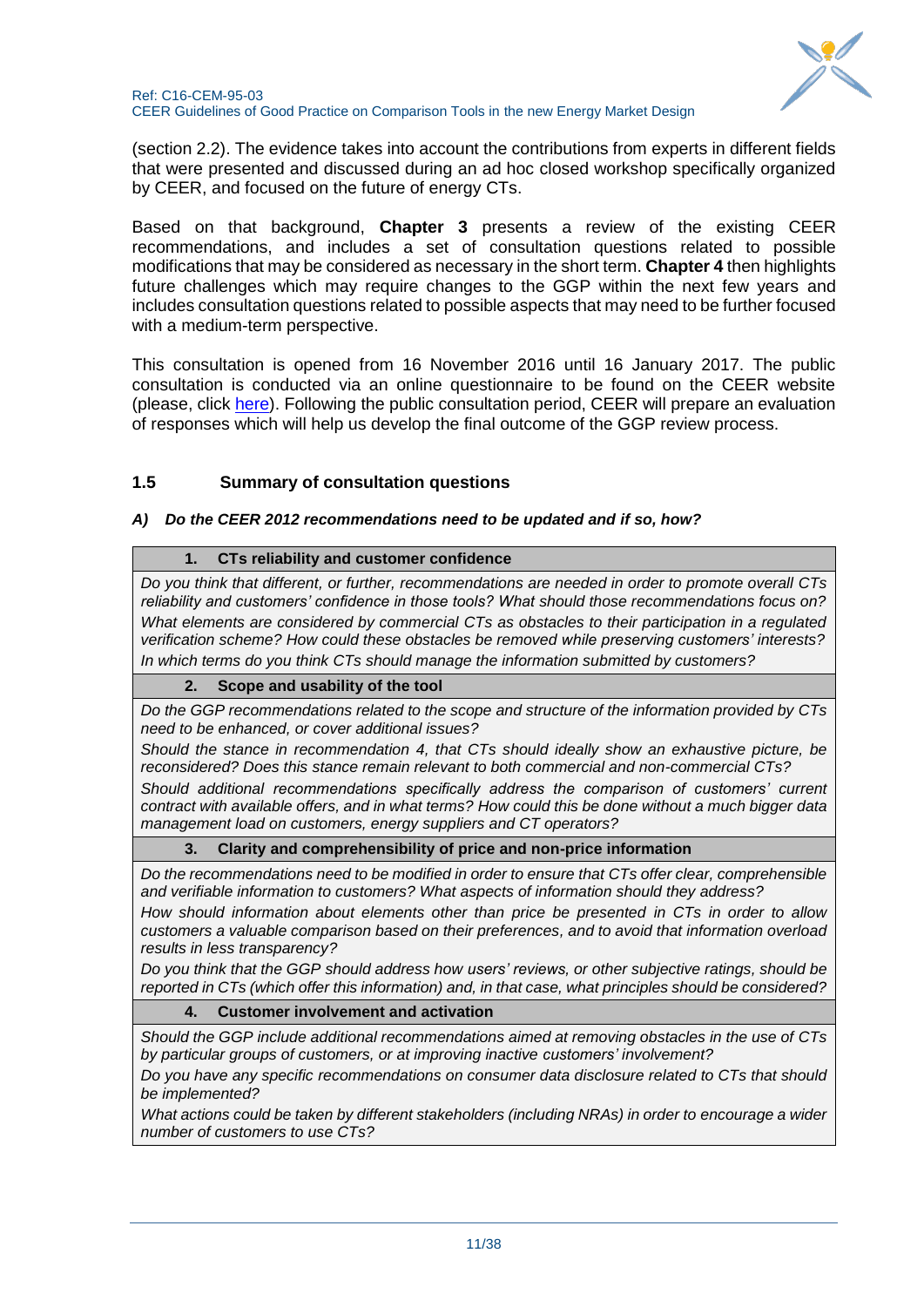(section 2.2). The evidence takes into account the contributions from experts in different fields that were presented and discussed during an ad hoc closed workshop specifically organized by CEER, and focused on the future of energy CTs.

Based on that background, **Chapter 3** presents a review of the existing CEER recommendations, and includes a set of consultation questions related to possible modifications that may be considered as necessary in the short term. **Chapter 4** then highlights future challenges which may require changes to the GGP within the next few years and includes consultation questions related to possible aspects that may need to be further focused with a medium-term perspective.

This consultation is opened from 16 November 2016 until 16 January 2017. The public consultation is conducted via an online questionnaire to be found on the CEER website (please, click here). Following the public consultation period, CEER will prepare an evaluation of responses which will help us develop the final outcome of the GGP review process.

### 1.5 Summary of consultation questions

***A) Do the CEER 2012 recommendations need to be updated and if so, how?***

| **1. CTs reliability and customer confidence** |
|---|
| *Do you think that different, or further, recommendations are needed in order to promote overall CTs reliability and customers' confidence in those tools? What should those recommendations focus on?*<br>*What elements are considered by commercial CTs as obstacles to their participation in a regulated verification scheme? How could these obstacles be removed while preserving customers' interests?*<br>*In which terms do you think CTs should manage the information submitted by customers?* |
| **2. Scope and usability of the tool** |
| *Do the GGP recommendations related to the scope and structure of the information provided by CTs need to be enhanced, or cover additional issues?*<br>*Should the stance in recommendation 4, that CTs should ideally show an exhaustive picture, be reconsidered? Does this stance remain relevant to both commercial and non-commercial CTs?*<br>*Should additional recommendations specifically address the comparison of customers' current contract with available offers, and in what terms? How could this be done without a much bigger data management load on customers, energy suppliers and CT operators?* |
| **3. Clarity and comprehensibility of price and non-price information** |
| *Do the recommendations need to be modified in order to ensure that CTs offer clear, comprehensible and verifiable information to customers? What aspects of information should they address?*<br>*How should information about elements other than price be presented in CTs in order to allow customers a valuable comparison based on their preferences, and to avoid that information overload results in less transparency?*<br>*Do you think that the GGP should address how users' reviews, or other subjective ratings, should be reported in CTs (which offer this information) and, in that case, what principles should be considered?* |
| **4. Customer involvement and activation** |
| *Should the GGP include additional recommendations aimed at removing obstacles in the use of CTs by particular groups of customers, or at improving inactive customers' involvement?*<br>*Do you have any specific recommendations on consumer data disclosure related to CTs that should be implemented?*<br>*What actions could be taken by different stakeholders (including NRAs) in order to encourage a wider number of customers to use CTs?* |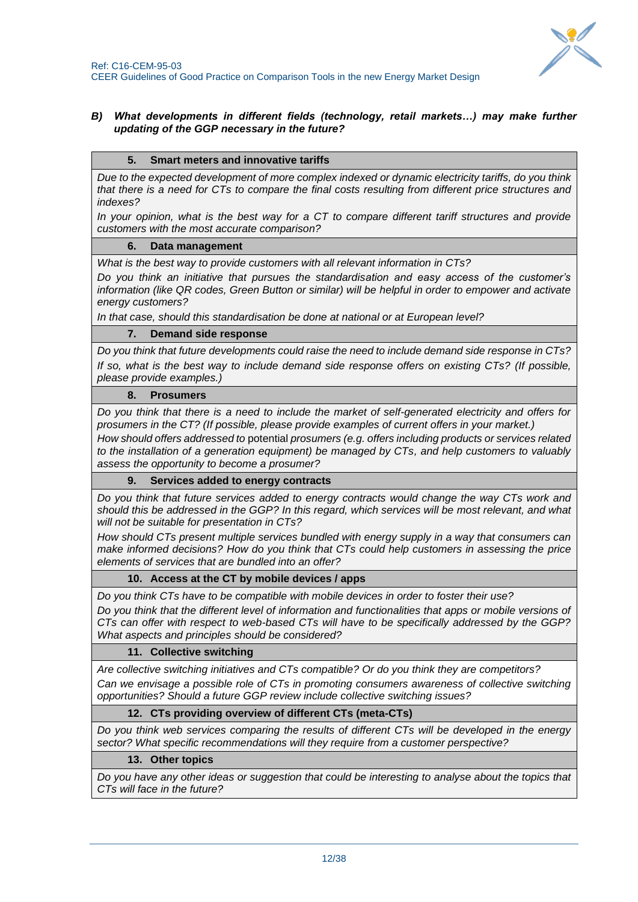***B) What developments in different fields (technology, retail markets…) may make further updating of the GGP necessary in the future?***

| **5. Smart meters and innovative tariffs** |
|---|
| *Due to the expected development of more complex indexed or dynamic electricity tariffs, do you think that there is a need for CTs to compare the final costs resulting from different price structures and indexes?* *In your opinion, what is the best way for a CT to compare different tariff structures and provide customers with the most accurate comparison?* |
| **6. Data management** |
| *What is the best way to provide customers with all relevant information in CTs?* *Do you think an initiative that pursues the standardisation and easy access of the customer's information (like QR codes, Green Button or similar) will be helpful in order to empower and activate energy customers?* *In that case, should this standardisation be done at national or at European level?* |
| **7. Demand side response** |
| *Do you think that future developments could raise the need to include demand side response in CTs?* *If so, what is the best way to include demand side response offers on existing CTs? (If possible, please provide examples.)* |
| **8. Prosumers** |
| *Do you think that there is a need to include the market of self-generated electricity and offers for prosumers in the CT? (If possible, please provide examples of current offers in your market.)* *How should offers addressed to* potential *prosumers (e.g. offers including products or services related to the installation of a generation equipment) be managed by CTs, and help customers to valuably assess the opportunity to become a prosumer?* |
| **9. Services added to energy contracts** |
| *Do you think that future services added to energy contracts would change the way CTs work and should this be addressed in the GGP? In this regard, which services will be most relevant, and what will not be suitable for presentation in CTs?* *How should CTs present multiple services bundled with energy supply in a way that consumers can make informed decisions? How do you think that CTs could help customers in assessing the price elements of services that are bundled into an offer?* |
| **10. Access at the CT by mobile devices / apps** |
| *Do you think CTs have to be compatible with mobile devices in order to foster their use?* *Do you think that the different level of information and functionalities that apps or mobile versions of CTs can offer with respect to web-based CTs will have to be specifically addressed by the GGP? What aspects and principles should be considered?* |
| **11. Collective switching** |
| *Are collective switching initiatives and CTs compatible? Or do you think they are competitors?* *Can we envisage a possible role of CTs in promoting consumers awareness of collective switching opportunities? Should a future GGP review include collective switching issues?* |
| **12. CTs providing overview of different CTs (meta-CTs)** |
| *Do you think web services comparing the results of different CTs will be developed in the energy sector? What specific recommendations will they require from a customer perspective?* |
| **13. Other topics** |
| *Do you have any other ideas or suggestion that could be interesting to analyse about the topics that CTs will face in the future?* |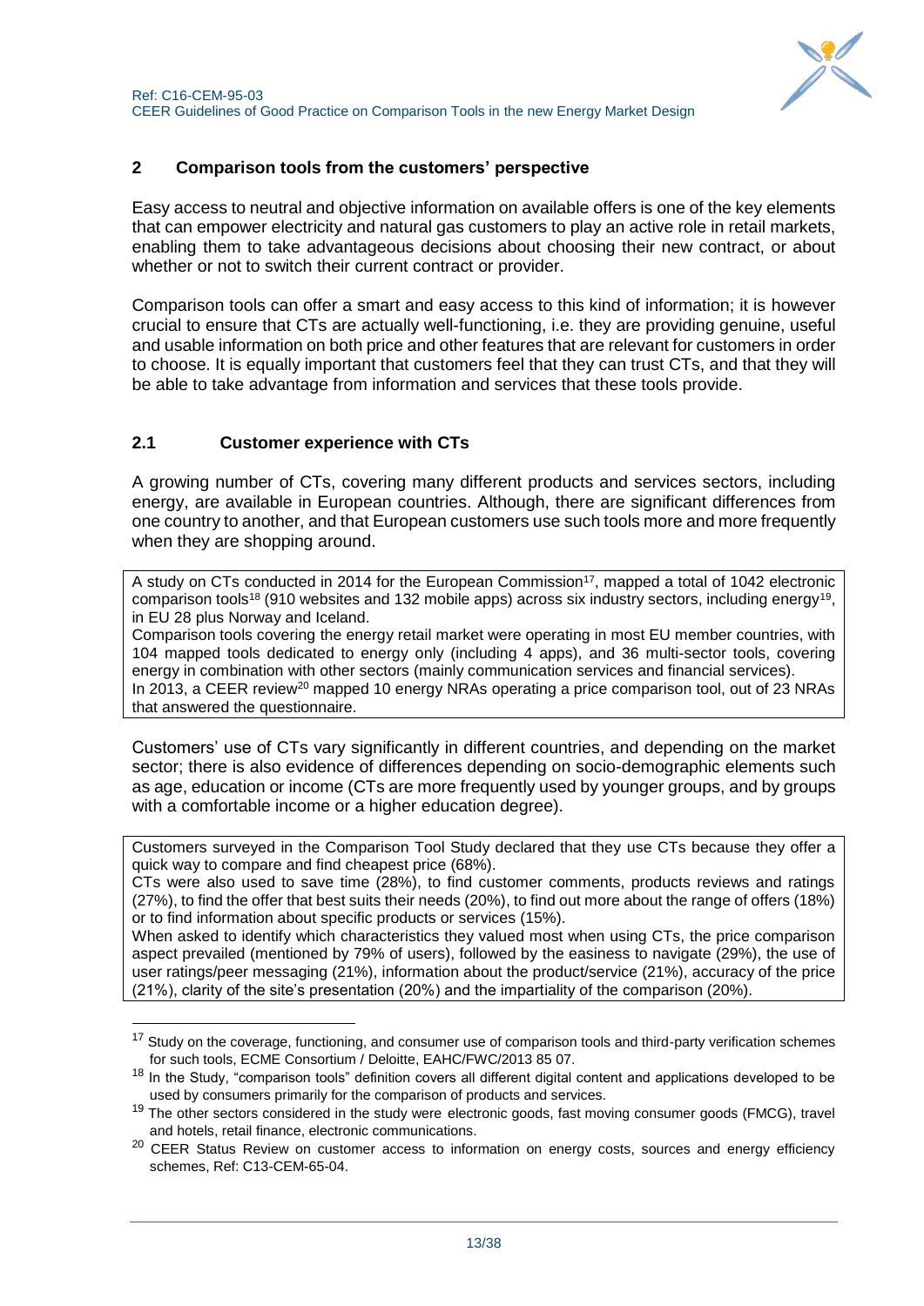## 2 Comparison tools from the customers' perspective

Easy access to neutral and objective information on available offers is one of the key elements that can empower electricity and natural gas customers to play an active role in retail markets, enabling them to take advantageous decisions about choosing their new contract, or about whether or not to switch their current contract or provider.

Comparison tools can offer a smart and easy access to this kind of information; it is however crucial to ensure that CTs are actually well-functioning, i.e. they are providing genuine, useful and usable information on both price and other features that are relevant for customers in order to choose. It is equally important that customers feel that they can trust CTs, and that they will be able to take advantage from information and services that these tools provide.

### 2.1 Customer experience with CTs

A growing number of CTs, covering many different products and services sectors, including energy, are available in European countries. Although, there are significant differences from one country to another, and that European customers use such tools more and more frequently when they are shopping around.

> A study on CTs conducted in 2014 for the European Commission[17], mapped a total of 1042 electronic comparison tools[18] (910 websites and 132 mobile apps) across six industry sectors, including energy[19], in EU 28 plus Norway and Iceland.
> Comparison tools covering the energy retail market were operating in most EU member countries, with 104 mapped tools dedicated to energy only (including 4 apps), and 36 multi-sector tools, covering energy in combination with other sectors (mainly communication services and financial services).
> In 2013, a CEER review[20] mapped 10 energy NRAs operating a price comparison tool, out of 23 NRAs that answered the questionnaire.

Customers' use of CTs vary significantly in different countries, and depending on the market sector; there is also evidence of differences depending on socio-demographic elements such as age, education or income (CTs are more frequently used by younger groups, and by groups with a comfortable income or a higher education degree).

> Customers surveyed in the Comparison Tool Study declared that they use CTs because they offer a quick way to compare and find cheapest price (68%).
> CTs were also used to save time (28%), to find customer comments, products reviews and ratings (27%), to find the offer that best suits their needs (20%), to find out more about the range of offers (18%) or to find information about specific products or services (15%).
> When asked to identify which characteristics they valued most when using CTs, the price comparison aspect prevailed (mentioned by 79% of users), followed by the easiness to navigate (29%), the use of user ratings/peer messaging (21%), information about the product/service (21%), accuracy of the price (21%), clarity of the site's presentation (20%) and the impartiality of the comparison (20%).

---

[17] Study on the coverage, functioning, and consumer use of comparison tools and third-party verification schemes for such tools, ECME Consortium / Deloitte, EAHC/FWC/2013 85 07.

[18] In the Study, "comparison tools" definition covers all different digital content and applications developed to be used by consumers primarily for the comparison of products and services.

[19] The other sectors considered in the study were electronic goods, fast moving consumer goods (FMCG), travel and hotels, retail finance, electronic communications.

[20] CEER Status Review on customer access to information on energy costs, sources and energy efficiency schemes, Ref: C13-CEM-65-04.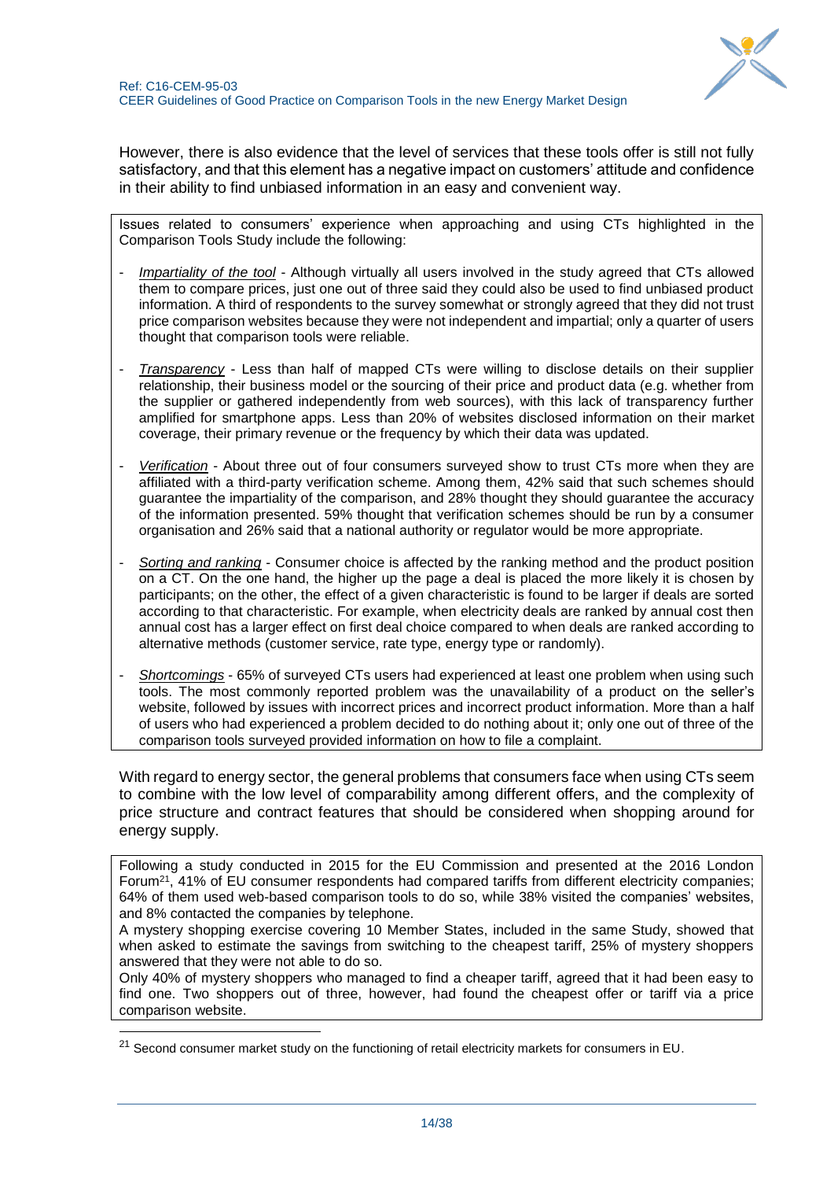However, there is also evidence that the level of services that these tools offer is still not fully satisfactory, and that this element has a negative impact on customers' attitude and confidence in their ability to find unbiased information in an easy and convenient way.

Issues related to consumers' experience when approaching and using CTs highlighted in the Comparison Tools Study include the following:

- *Impartiality of the tool* - Although virtually all users involved in the study agreed that CTs allowed them to compare prices, just one out of three said they could also be used to find unbiased product information. A third of respondents to the survey somewhat or strongly agreed that they did not trust price comparison websites because they were not independent and impartial; only a quarter of users thought that comparison tools were reliable.
- *Transparency* - Less than half of mapped CTs were willing to disclose details on their supplier relationship, their business model or the sourcing of their price and product data (e.g. whether from the supplier or gathered independently from web sources), with this lack of transparency further amplified for smartphone apps. Less than 20% of websites disclosed information on their market coverage, their primary revenue or the frequency by which their data was updated.
- *Verification* - About three out of four consumers surveyed show to trust CTs more when they are affiliated with a third-party verification scheme. Among them, 42% said that such schemes should guarantee the impartiality of the comparison, and 28% thought they should guarantee the accuracy of the information presented. 59% thought that verification schemes should be run by a consumer organisation and 26% said that a national authority or regulator would be more appropriate.
- *Sorting and ranking* - Consumer choice is affected by the ranking method and the product position on a CT. On the one hand, the higher up the page a deal is placed the more likely it is chosen by participants; on the other, the effect of a given characteristic is found to be larger if deals are sorted according to that characteristic. For example, when electricity deals are ranked by annual cost then annual cost has a larger effect on first deal choice compared to when deals are ranked according to alternative methods (customer service, rate type, energy type or randomly).
- *Shortcomings* - 65% of surveyed CTs users had experienced at least one problem when using such tools. The most commonly reported problem was the unavailability of a product on the seller's website, followed by issues with incorrect prices and incorrect product information. More than a half of users who had experienced a problem decided to do nothing about it; only one out of three of the comparison tools surveyed provided information on how to file a complaint.

With regard to energy sector, the general problems that consumers face when using CTs seem to combine with the low level of comparability among different offers, and the complexity of price structure and contract features that should be considered when shopping around for energy supply.

Following a study conducted in 2015 for the EU Commission and presented at the 2016 London Forum[21], 41% of EU consumer respondents had compared tariffs from different electricity companies; 64% of them used web-based comparison tools to do so, while 38% visited the companies' websites, and 8% contacted the companies by telephone.

A mystery shopping exercise covering 10 Member States, included in the same Study, showed that when asked to estimate the savings from switching to the cheapest tariff, 25% of mystery shoppers answered that they were not able to do so.

Only 40% of mystery shoppers who managed to find a cheaper tariff, agreed that it had been easy to find one. Two shoppers out of three, however, had found the cheapest offer or tariff via a price comparison website.

[21] Second consumer market study on the functioning of retail electricity markets for consumers in EU.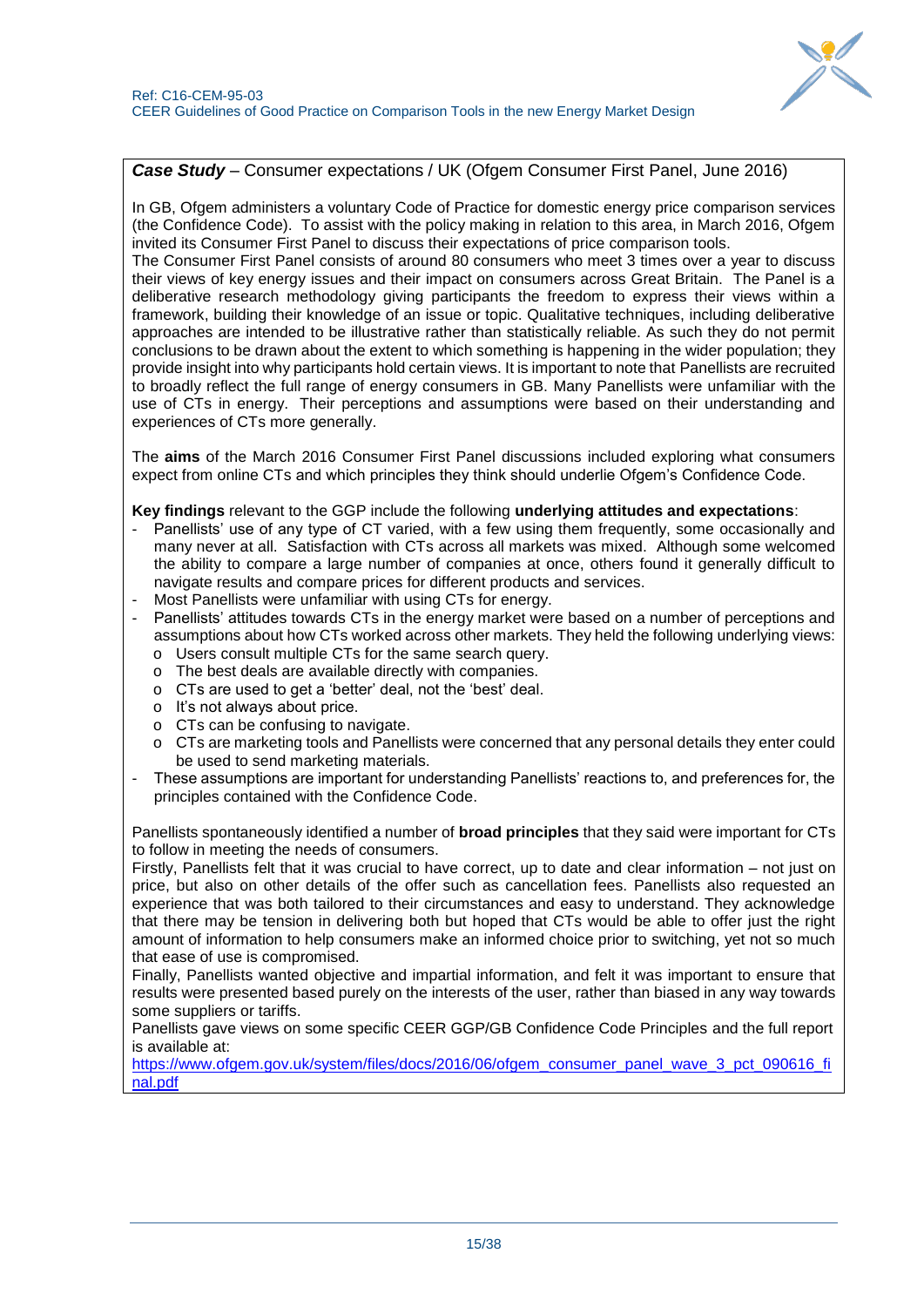***Case Study*** – Consumer expectations / UK (Ofgem Consumer First Panel, June 2016)

In GB, Ofgem administers a voluntary Code of Practice for domestic energy price comparison services (the Confidence Code). To assist with the policy making in relation to this area, in March 2016, Ofgem invited its Consumer First Panel to discuss their expectations of price comparison tools.

The Consumer First Panel consists of around 80 consumers who meet 3 times over a year to discuss their views of key energy issues and their impact on consumers across Great Britain. The Panel is a deliberative research methodology giving participants the freedom to express their views within a framework, building their knowledge of an issue or topic. Qualitative techniques, including deliberative approaches are intended to be illustrative rather than statistically reliable. As such they do not permit conclusions to be drawn about the extent to which something is happening in the wider population; they provide insight into why participants hold certain views. It is important to note that Panellists are recruited to broadly reflect the full range of energy consumers in GB. Many Panellists were unfamiliar with the use of CTs in energy. Their perceptions and assumptions were based on their understanding and experiences of CTs more generally.

The **aims** of the March 2016 Consumer First Panel discussions included exploring what consumers expect from online CTs and which principles they think should underlie Ofgem's Confidence Code.

**Key findings** relevant to the GGP include the following **underlying attitudes and expectations**:

- Panellists' use of any type of CT varied, with a few using them frequently, some occasionally and many never at all. Satisfaction with CTs across all markets was mixed. Although some welcomed the ability to compare a large number of companies at once, others found it generally difficult to navigate results and compare prices for different products and services.
- Most Panellists were unfamiliar with using CTs for energy.
- Panellists' attitudes towards CTs in the energy market were based on a number of perceptions and assumptions about how CTs worked across other markets. They held the following underlying views:
  - Users consult multiple CTs for the same search query.
  - The best deals are available directly with companies.
  - CTs are used to get a 'better' deal, not the 'best' deal.
  - It's not always about price.
  - CTs can be confusing to navigate.
  - CTs are marketing tools and Panellists were concerned that any personal details they enter could be used to send marketing materials.
- These assumptions are important for understanding Panellists' reactions to, and preferences for, the principles contained with the Confidence Code.

Panellists spontaneously identified a number of **broad principles** that they said were important for CTs to follow in meeting the needs of consumers.

Firstly, Panellists felt that it was crucial to have correct, up to date and clear information – not just on price, but also on other details of the offer such as cancellation fees. Panellists also requested an experience that was both tailored to their circumstances and easy to understand. They acknowledge that there may be tension in delivering both but hoped that CTs would be able to offer just the right amount of information to help consumers make an informed choice prior to switching, yet not so much that ease of use is compromised.

Finally, Panellists wanted objective and impartial information, and felt it was important to ensure that results were presented based purely on the interests of the user, rather than biased in any way towards some suppliers or tariffs.

Panellists gave views on some specific CEER GGP/GB Confidence Code Principles and the full report is available at:

https://www.ofgem.gov.uk/system/files/docs/2016/06/ofgem_consumer_panel_wave_3_pct_090616_final.pdf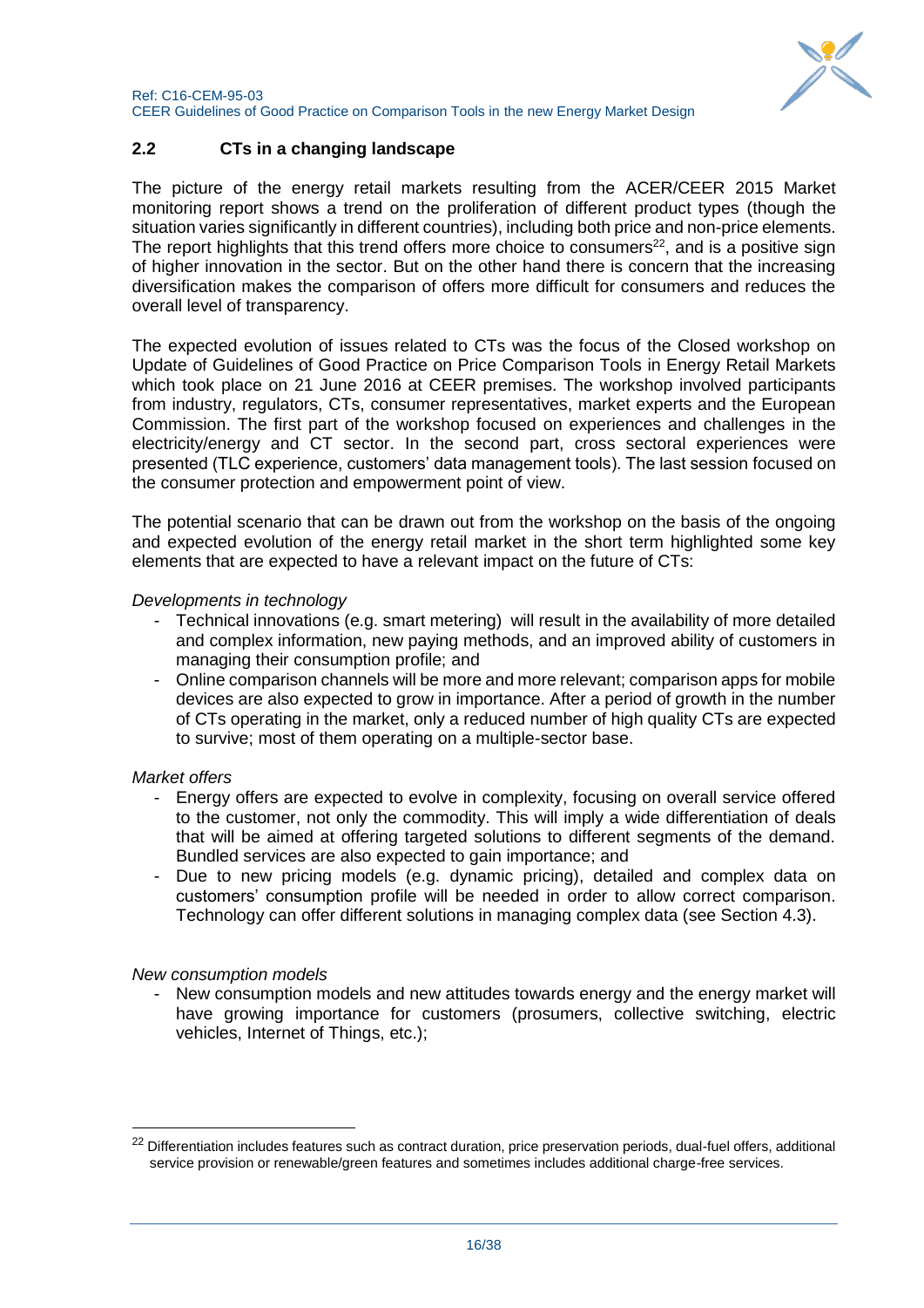### 2.2 CTs in a changing landscape

The picture of the energy retail markets resulting from the ACER/CEER 2015 Market monitoring report shows a trend on the proliferation of different product types (though the situation varies significantly in different countries), including both price and non-price elements. The report highlights that this trend offers more choice to consumers[22], and is a positive sign of higher innovation in the sector. But on the other hand there is concern that the increasing diversification makes the comparison of offers more difficult for consumers and reduces the overall level of transparency.

The expected evolution of issues related to CTs was the focus of the Closed workshop on Update of Guidelines of Good Practice on Price Comparison Tools in Energy Retail Markets which took place on 21 June 2016 at CEER premises. The workshop involved participants from industry, regulators, CTs, consumer representatives, market experts and the European Commission. The first part of the workshop focused on experiences and challenges in the electricity/energy and CT sector. In the second part, cross sectoral experiences were presented (TLC experience, customers' data management tools). The last session focused on the consumer protection and empowerment point of view.

The potential scenario that can be drawn out from the workshop on the basis of the ongoing and expected evolution of the energy retail market in the short term highlighted some key elements that are expected to have a relevant impact on the future of CTs:

*Developments in technology*

- Technical innovations (e.g. smart metering) will result in the availability of more detailed and complex information, new paying methods, and an improved ability of customers in managing their consumption profile; and
- Online comparison channels will be more and more relevant; comparison apps for mobile devices are also expected to grow in importance. After a period of growth in the number of CTs operating in the market, only a reduced number of high quality CTs are expected to survive; most of them operating on a multiple-sector base.

*Market offers*

- Energy offers are expected to evolve in complexity, focusing on overall service offered to the customer, not only the commodity. This will imply a wide differentiation of deals that will be aimed at offering targeted solutions to different segments of the demand. Bundled services are also expected to gain importance; and
- Due to new pricing models (e.g. dynamic pricing), detailed and complex data on customers' consumption profile will be needed in order to allow correct comparison. Technology can offer different solutions in managing complex data (see Section 4.3).

*New consumption models*

- New consumption models and new attitudes towards energy and the energy market will have growing importance for customers (prosumers, collective switching, electric vehicles, Internet of Things, etc.);

---

[22] Differentiation includes features such as contract duration, price preservation periods, dual-fuel offers, additional service provision or renewable/green features and sometimes includes additional charge-free services.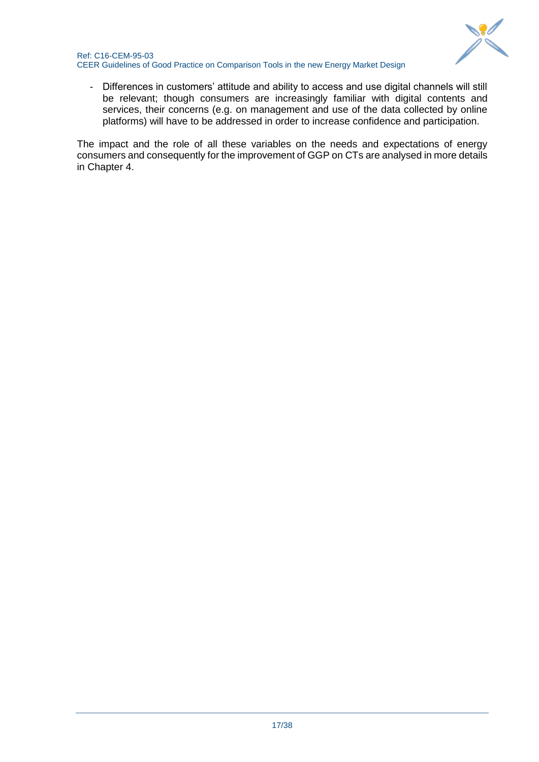- Differences in customers' attitude and ability to access and use digital channels will still be relevant; though consumers are increasingly familiar with digital contents and services, their concerns (e.g. on management and use of the data collected by online platforms) will have to be addressed in order to increase confidence and participation.

The impact and the role of all these variables on the needs and expectations of energy consumers and consequently for the improvement of GGP on CTs are analysed in more details in Chapter 4.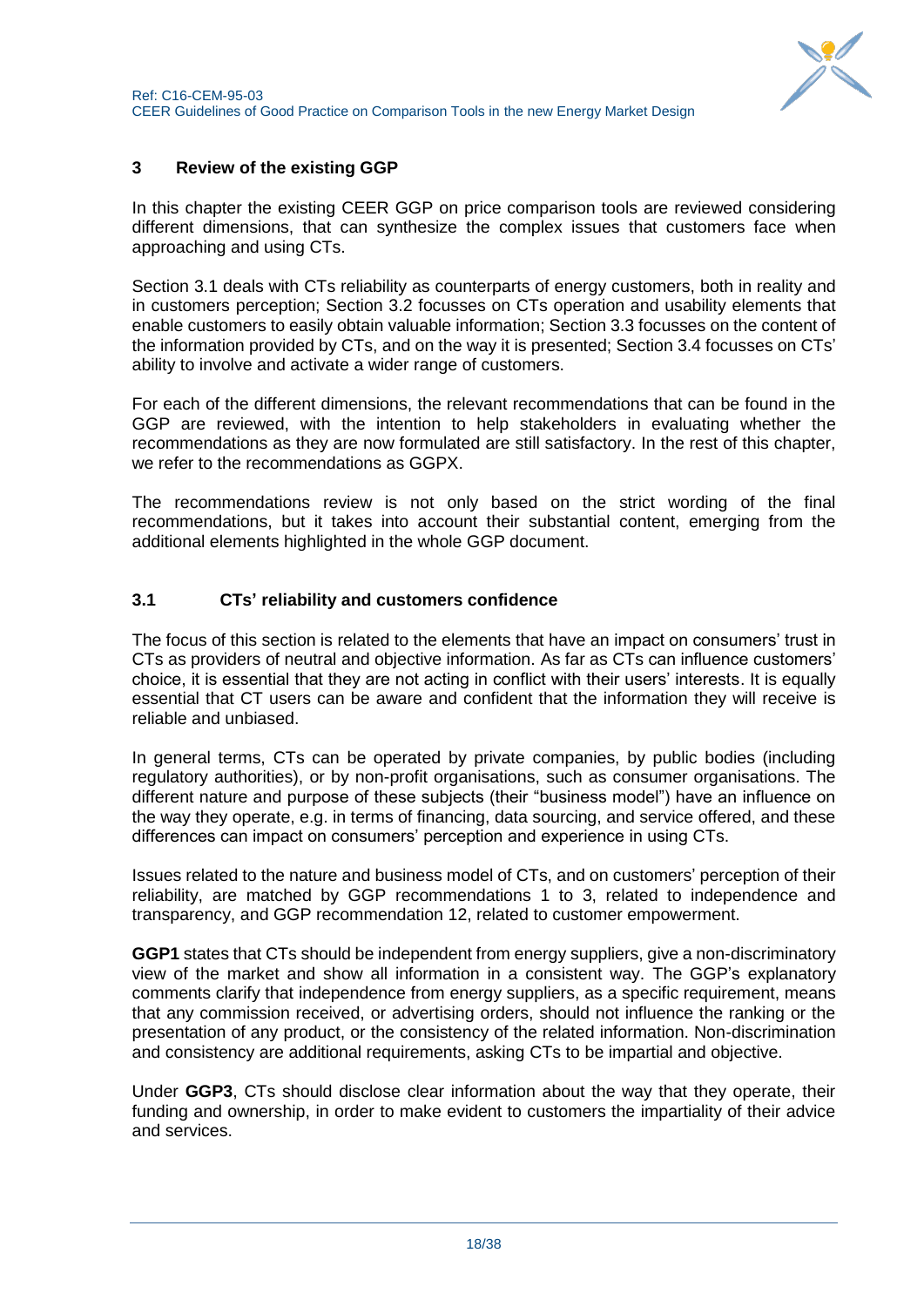## 3 Review of the existing GGP

In this chapter the existing CEER GGP on price comparison tools are reviewed considering different dimensions, that can synthesize the complex issues that customers face when approaching and using CTs.

Section 3.1 deals with CTs reliability as counterparts of energy customers, both in reality and in customers perception; Section 3.2 focusses on CTs operation and usability elements that enable customers to easily obtain valuable information; Section 3.3 focusses on the content of the information provided by CTs, and on the way it is presented; Section 3.4 focusses on CTs' ability to involve and activate a wider range of customers.

For each of the different dimensions, the relevant recommendations that can be found in the GGP are reviewed, with the intention to help stakeholders in evaluating whether the recommendations as they are now formulated are still satisfactory. In the rest of this chapter, we refer to the recommendations as GGPX.

The recommendations review is not only based on the strict wording of the final recommendations, but it takes into account their substantial content, emerging from the additional elements highlighted in the whole GGP document.

### 3.1 CTs' reliability and customers confidence

The focus of this section is related to the elements that have an impact on consumers' trust in CTs as providers of neutral and objective information. As far as CTs can influence customers' choice, it is essential that they are not acting in conflict with their users' interests. It is equally essential that CT users can be aware and confident that the information they will receive is reliable and unbiased.

In general terms, CTs can be operated by private companies, by public bodies (including regulatory authorities), or by non-profit organisations, such as consumer organisations. The different nature and purpose of these subjects (their "business model") have an influence on the way they operate, e.g. in terms of financing, data sourcing, and service offered, and these differences can impact on consumers' perception and experience in using CTs.

Issues related to the nature and business model of CTs, and on customers' perception of their reliability, are matched by GGP recommendations 1 to 3, related to independence and transparency, and GGP recommendation 12, related to customer empowerment.

**GGP1** states that CTs should be independent from energy suppliers, give a non-discriminatory view of the market and show all information in a consistent way. The GGP's explanatory comments clarify that independence from energy suppliers, as a specific requirement, means that any commission received, or advertising orders, should not influence the ranking or the presentation of any product, or the consistency of the related information. Non-discrimination and consistency are additional requirements, asking CTs to be impartial and objective.

Under **GGP3**, CTs should disclose clear information about the way that they operate, their funding and ownership, in order to make evident to customers the impartiality of their advice and services.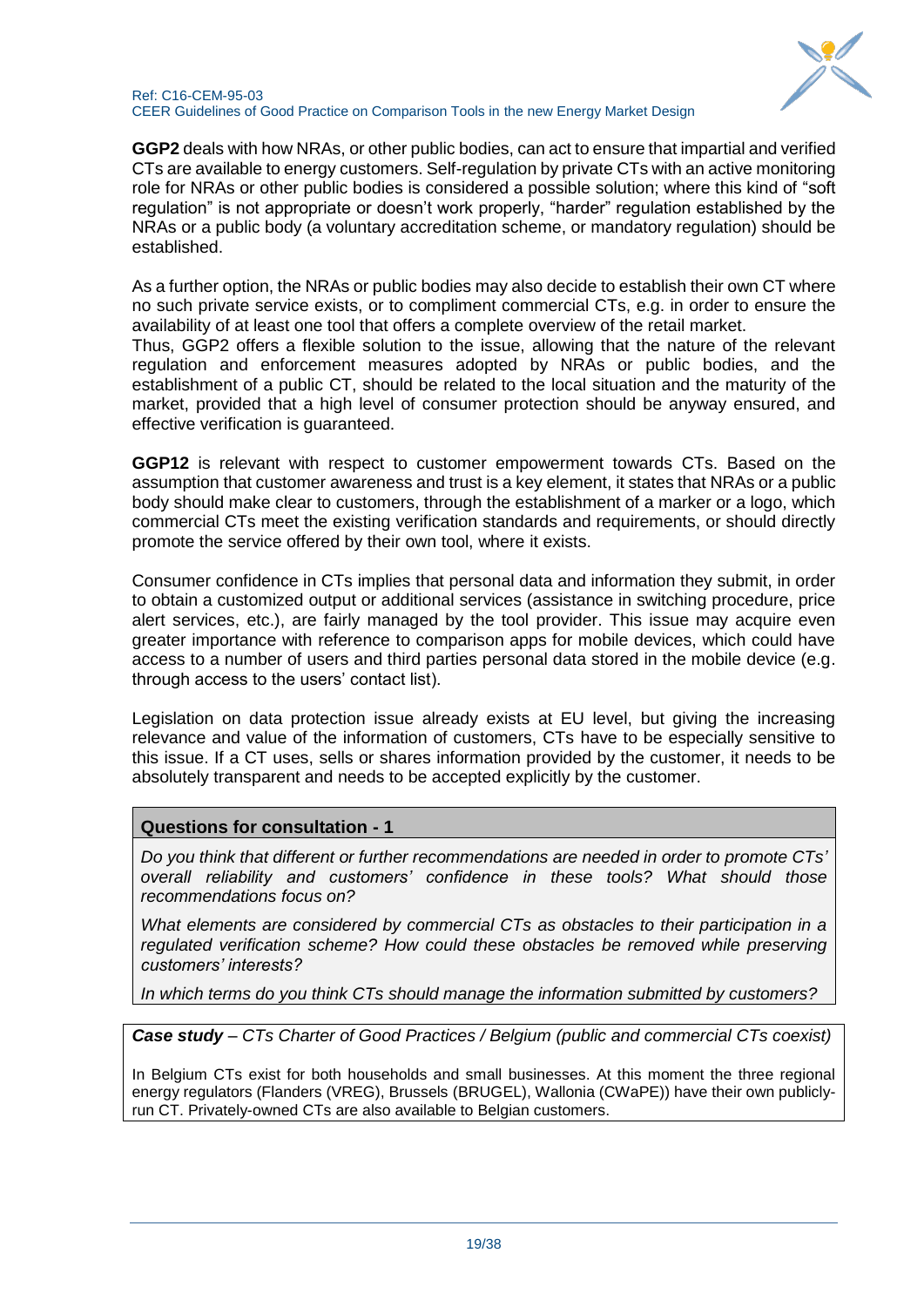**GGP2** deals with how NRAs, or other public bodies, can act to ensure that impartial and verified CTs are available to energy customers. Self-regulation by private CTs with an active monitoring role for NRAs or other public bodies is considered a possible solution; where this kind of "soft regulation" is not appropriate or doesn't work properly, "harder" regulation established by the NRAs or a public body (a voluntary accreditation scheme, or mandatory regulation) should be established.

As a further option, the NRAs or public bodies may also decide to establish their own CT where no such private service exists, or to compliment commercial CTs, e.g. in order to ensure the availability of at least one tool that offers a complete overview of the retail market.
Thus, GGP2 offers a flexible solution to the issue, allowing that the nature of the relevant regulation and enforcement measures adopted by NRAs or public bodies, and the establishment of a public CT, should be related to the local situation and the maturity of the market, provided that a high level of consumer protection should be anyway ensured, and effective verification is guaranteed.

**GGP12** is relevant with respect to customer empowerment towards CTs. Based on the assumption that customer awareness and trust is a key element, it states that NRAs or a public body should make clear to customers, through the establishment of a marker or a logo, which commercial CTs meet the existing verification standards and requirements, or should directly promote the service offered by their own tool, where it exists.

Consumer confidence in CTs implies that personal data and information they submit, in order to obtain a customized output or additional services (assistance in switching procedure, price alert services, etc.), are fairly managed by the tool provider. This issue may acquire even greater importance with reference to comparison apps for mobile devices, which could have access to a number of users and third parties personal data stored in the mobile device (e.g. through access to the users' contact list).

Legislation on data protection issue already exists at EU level, but giving the increasing relevance and value of the information of customers, CTs have to be especially sensitive to this issue. If a CT uses, sells or shares information provided by the customer, it needs to be absolutely transparent and needs to be accepted explicitly by the customer.

**Questions for consultation - 1**

*Do you think that different or further recommendations are needed in order to promote CTs' overall reliability and customers' confidence in these tools? What should those recommendations focus on?*

*What elements are considered by commercial CTs as obstacles to their participation in a regulated verification scheme? How could these obstacles be removed while preserving customers' interests?*

*In which terms do you think CTs should manage the information submitted by customers?*

***Case study*** *– CTs Charter of Good Practices / Belgium (public and commercial CTs coexist)*

In Belgium CTs exist for both households and small businesses. At this moment the three regional energy regulators (Flanders (VREG), Brussels (BRUGEL), Wallonia (CWaPE)) have their own publicly-run CT. Privately-owned CTs are also available to Belgian customers.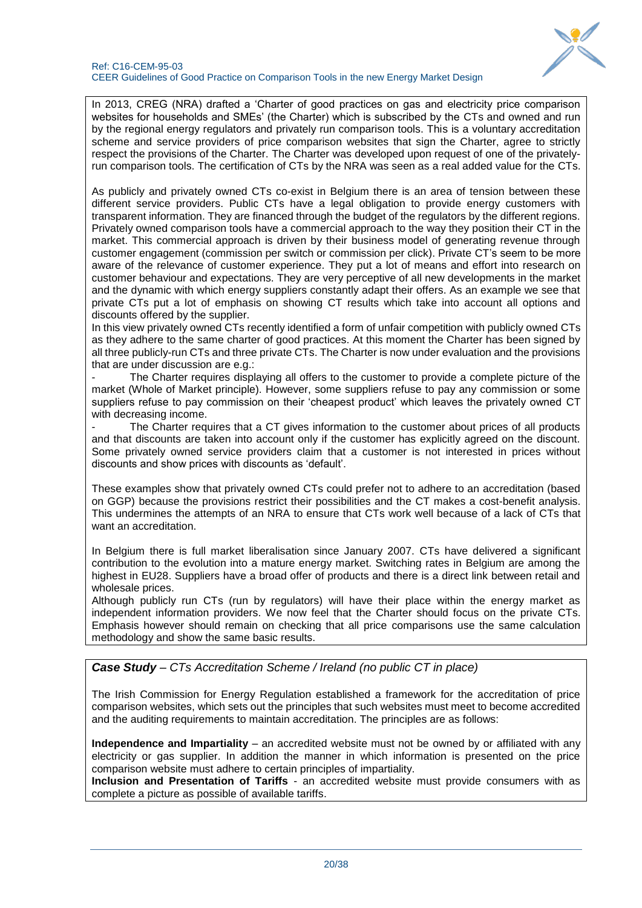In 2013, CREG (NRA) drafted a 'Charter of good practices on gas and electricity price comparison websites for households and SMEs' (the Charter) which is subscribed by the CTs and owned and run by the regional energy regulators and privately run comparison tools. This is a voluntary accreditation scheme and service providers of price comparison websites that sign the Charter, agree to strictly respect the provisions of the Charter. The Charter was developed upon request of one of the privately-run comparison tools. The certification of CTs by the NRA was seen as a real added value for the CTs.

As publicly and privately owned CTs co-exist in Belgium there is an area of tension between these different service providers. Public CTs have a legal obligation to provide energy customers with transparent information. They are financed through the budget of the regulators by the different regions. Privately owned comparison tools have a commercial approach to the way they position their CT in the market. This commercial approach is driven by their business model of generating revenue through customer engagement (commission per switch or commission per click). Private CT's seem to be more aware of the relevance of customer experience. They put a lot of means and effort into research on customer behaviour and expectations. They are very perceptive of all new developments in the market and the dynamic with which energy suppliers constantly adapt their offers. As an example we see that private CTs put a lot of emphasis on showing CT results which take into account all options and discounts offered by the supplier.
In this view privately owned CTs recently identified a form of unfair competition with publicly owned CTs as they adhere to the same charter of good practices. At this moment the Charter has been signed by all three publicly-run CTs and three private CTs. The Charter is now under evaluation and the provisions that are under discussion are e.g.:

- The Charter requires displaying all offers to the customer to provide a complete picture of the market (Whole of Market principle). However, some suppliers refuse to pay any commission or some suppliers refuse to pay commission on their 'cheapest product' which leaves the privately owned CT with decreasing income.
- The Charter requires that a CT gives information to the customer about prices of all products and that discounts are taken into account only if the customer has explicitly agreed on the discount. Some privately owned service providers claim that a customer is not interested in prices without discounts and show prices with discounts as 'default'.

These examples show that privately owned CTs could prefer not to adhere to an accreditation (based on GGP) because the provisions restrict their possibilities and the CT makes a cost-benefit analysis. This undermines the attempts of an NRA to ensure that CTs work well because of a lack of CTs that want an accreditation.

In Belgium there is full market liberalisation since January 2007. CTs have delivered a significant contribution to the evolution into a mature energy market. Switching rates in Belgium are among the highest in EU28. Suppliers have a broad offer of products and there is a direct link between retail and wholesale prices.
Although publicly run CTs (run by regulators) will have their place within the energy market as independent information providers. We now feel that the Charter should focus on the private CTs. Emphasis however should remain on checking that all price comparisons use the same calculation methodology and show the same basic results.

***Case Study** – CTs Accreditation Scheme / Ireland (no public CT in place)*

The Irish Commission for Energy Regulation established a framework for the accreditation of price comparison websites, which sets out the principles that such websites must meet to become accredited and the auditing requirements to maintain accreditation. The principles are as follows:

**Independence and Impartiality** – an accredited website must not be owned by or affiliated with any electricity or gas supplier. In addition the manner in which information is presented on the price comparison website must adhere to certain principles of impartiality.
**Inclusion and Presentation of Tariffs** - an accredited website must provide consumers with as complete a picture as possible of available tariffs.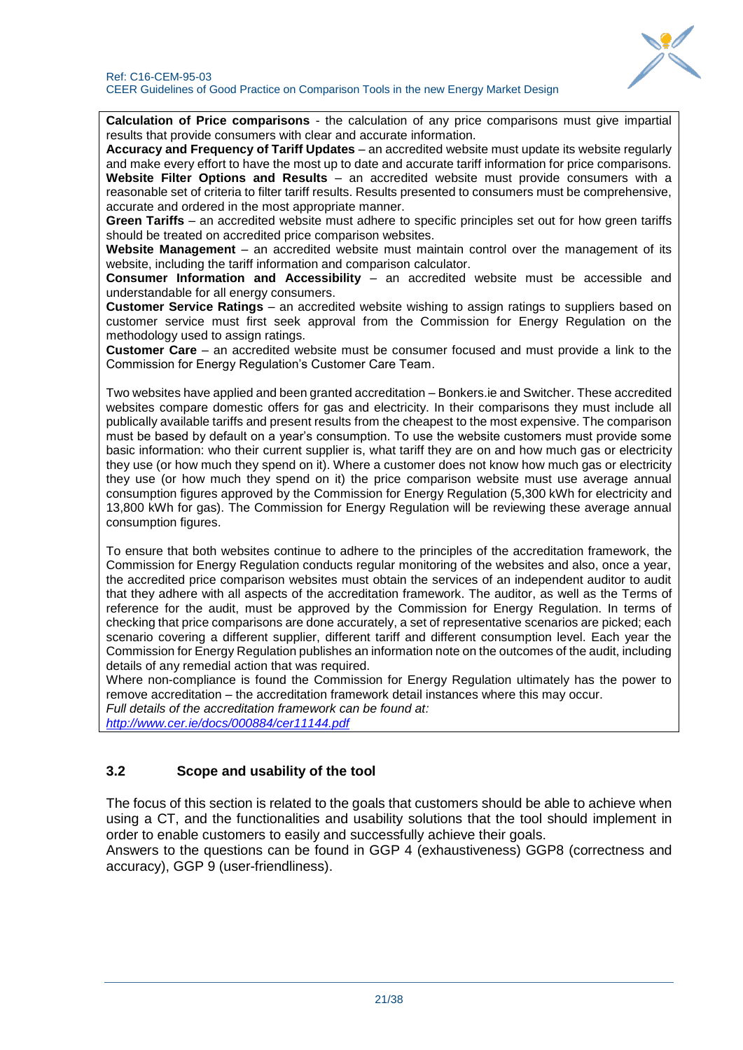**Calculation of Price comparisons** - the calculation of any price comparisons must give impartial results that provide consumers with clear and accurate information.
**Accuracy and Frequency of Tariff Updates** – an accredited website must update its website regularly and make every effort to have the most up to date and accurate tariff information for price comparisons.
**Website Filter Options and Results** – an accredited website must provide consumers with a reasonable set of criteria to filter tariff results. Results presented to consumers must be comprehensive, accurate and ordered in the most appropriate manner.
**Green Tariffs** – an accredited website must adhere to specific principles set out for how green tariffs should be treated on accredited price comparison websites.
**Website Management** – an accredited website must maintain control over the management of its website, including the tariff information and comparison calculator.
**Consumer Information and Accessibility** – an accredited website must be accessible and understandable for all energy consumers.
**Customer Service Ratings** – an accredited website wishing to assign ratings to suppliers based on customer service must first seek approval from the Commission for Energy Regulation on the methodology used to assign ratings.
**Customer Care** – an accredited website must be consumer focused and must provide a link to the Commission for Energy Regulation's Customer Care Team.

Two websites have applied and been granted accreditation – Bonkers.ie and Switcher. These accredited websites compare domestic offers for gas and electricity. In their comparisons they must include all publically available tariffs and present results from the cheapest to the most expensive. The comparison must be based by default on a year's consumption. To use the website customers must provide some basic information: who their current supplier is, what tariff they are on and how much gas or electricity they use (or how much they spend on it). Where a customer does not know how much gas or electricity they use (or how much they spend on it) the price comparison website must use average annual consumption figures approved by the Commission for Energy Regulation (5,300 kWh for electricity and 13,800 kWh for gas). The Commission for Energy Regulation will be reviewing these average annual consumption figures.

To ensure that both websites continue to adhere to the principles of the accreditation framework, the Commission for Energy Regulation conducts regular monitoring of the websites and also, once a year, the accredited price comparison websites must obtain the services of an independent auditor to audit that they adhere with all aspects of the accreditation framework. The auditor, as well as the Terms of reference for the audit, must be approved by the Commission for Energy Regulation. In terms of checking that price comparisons are done accurately, a set of representative scenarios are picked; each scenario covering a different supplier, different tariff and different consumption level. Each year the Commission for Energy Regulation publishes an information note on the outcomes of the audit, including details of any remedial action that was required.
Where non-compliance is found the Commission for Energy Regulation ultimately has the power to remove accreditation – the accreditation framework detail instances where this may occur.
*Full details of the accreditation framework can be found at:*
*http://www.cer.ie/docs/000884/cer11144.pdf*

### 3.2 Scope and usability of the tool

The focus of this section is related to the goals that customers should be able to achieve when using a CT, and the functionalities and usability solutions that the tool should implement in order to enable customers to easily and successfully achieve their goals.
Answers to the questions can be found in GGP 4 (exhaustiveness) GGP8 (correctness and accuracy), GGP 9 (user-friendliness).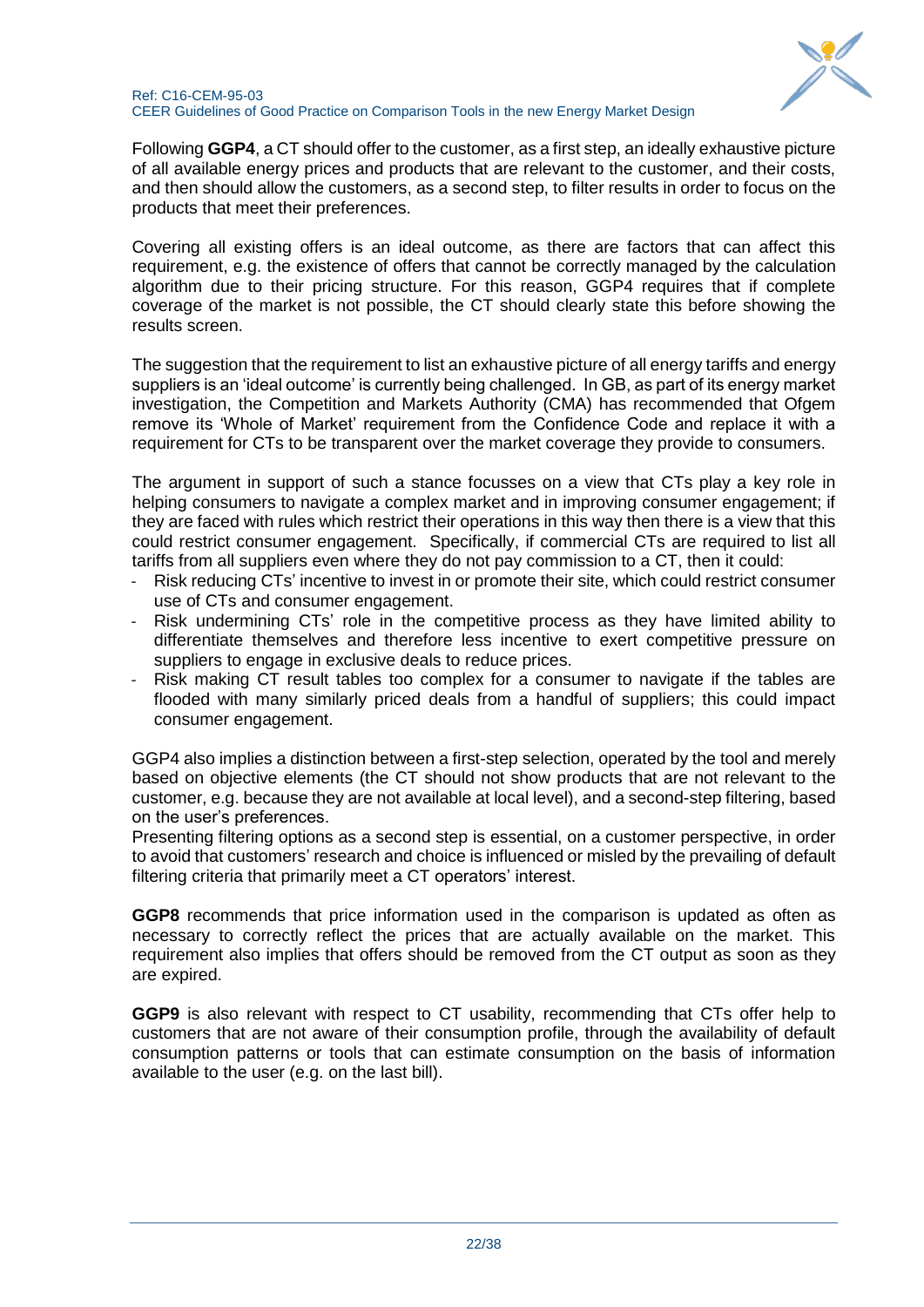Following **GGP4**, a CT should offer to the customer, as a first step, an ideally exhaustive picture of all available energy prices and products that are relevant to the customer, and their costs, and then should allow the customers, as a second step, to filter results in order to focus on the products that meet their preferences.

Covering all existing offers is an ideal outcome, as there are factors that can affect this requirement, e.g. the existence of offers that cannot be correctly managed by the calculation algorithm due to their pricing structure. For this reason, GGP4 requires that if complete coverage of the market is not possible, the CT should clearly state this before showing the results screen.

The suggestion that the requirement to list an exhaustive picture of all energy tariffs and energy suppliers is an 'ideal outcome' is currently being challenged. In GB, as part of its energy market investigation, the Competition and Markets Authority (CMA) has recommended that Ofgem remove its 'Whole of Market' requirement from the Confidence Code and replace it with a requirement for CTs to be transparent over the market coverage they provide to consumers.

The argument in support of such a stance focusses on a view that CTs play a key role in helping consumers to navigate a complex market and in improving consumer engagement; if they are faced with rules which restrict their operations in this way then there is a view that this could restrict consumer engagement. Specifically, if commercial CTs are required to list all tariffs from all suppliers even where they do not pay commission to a CT, then it could:

- Risk reducing CTs' incentive to invest in or promote their site, which could restrict consumer use of CTs and consumer engagement.
- Risk undermining CTs' role in the competitive process as they have limited ability to differentiate themselves and therefore less incentive to exert competitive pressure on suppliers to engage in exclusive deals to reduce prices.
- Risk making CT result tables too complex for a consumer to navigate if the tables are flooded with many similarly priced deals from a handful of suppliers; this could impact consumer engagement.

GGP4 also implies a distinction between a first-step selection, operated by the tool and merely based on objective elements (the CT should not show products that are not relevant to the customer, e.g. because they are not available at local level), and a second-step filtering, based on the user's preferences.
Presenting filtering options as a second step is essential, on a customer perspective, in order to avoid that customers' research and choice is influenced or misled by the prevailing of default filtering criteria that primarily meet a CT operators' interest.

**GGP8** recommends that price information used in the comparison is updated as often as necessary to correctly reflect the prices that are actually available on the market. This requirement also implies that offers should be removed from the CT output as soon as they are expired.

**GGP9** is also relevant with respect to CT usability, recommending that CTs offer help to customers that are not aware of their consumption profile, through the availability of default consumption patterns or tools that can estimate consumption on the basis of information available to the user (e.g. on the last bill).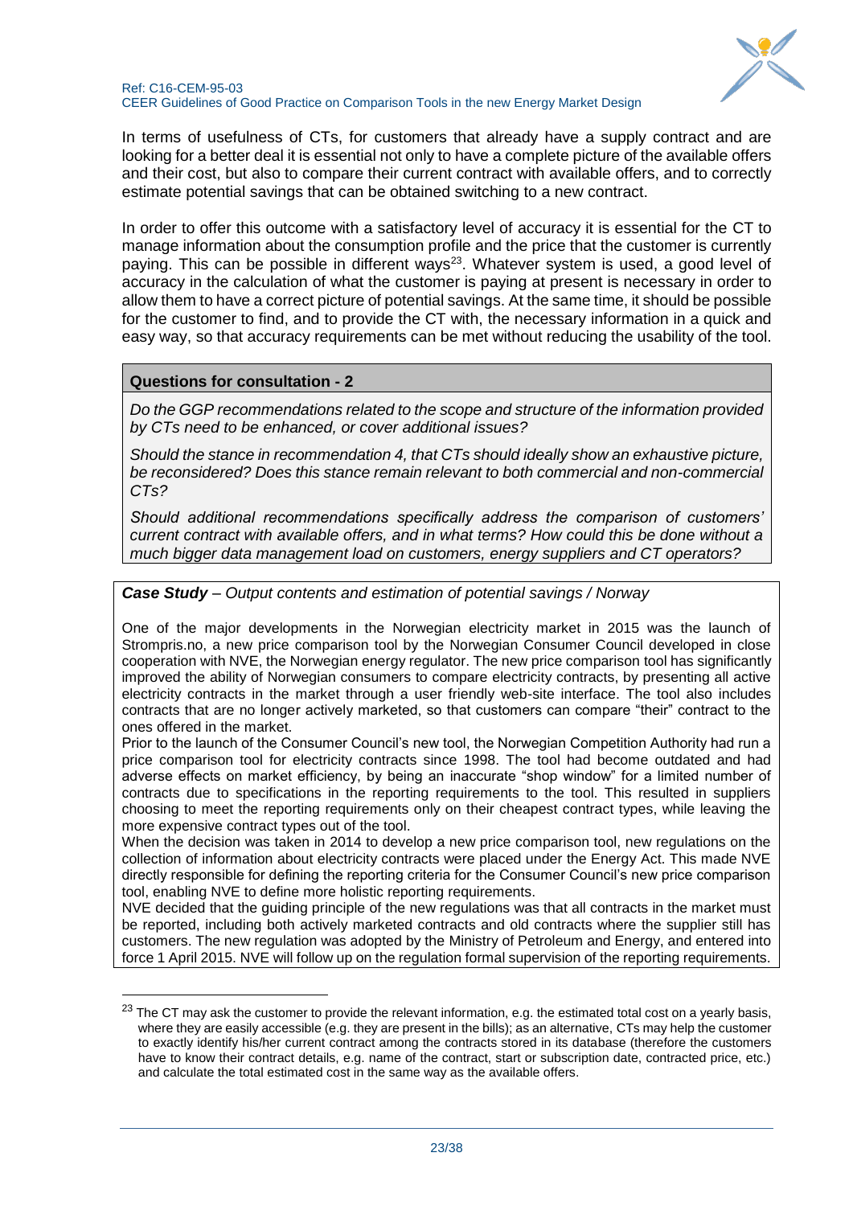In terms of usefulness of CTs, for customers that already have a supply contract and are looking for a better deal it is essential not only to have a complete picture of the available offers and their cost, but also to compare their current contract with available offers, and to correctly estimate potential savings that can be obtained switching to a new contract.

In order to offer this outcome with a satisfactory level of accuracy it is essential for the CT to manage information about the consumption profile and the price that the customer is currently paying. This can be possible in different ways[23]. Whatever system is used, a good level of accuracy in the calculation of what the customer is paying at present is necessary in order to allow them to have a correct picture of potential savings. At the same time, it should be possible for the customer to find, and to provide the CT with, the necessary information in a quick and easy way, so that accuracy requirements can be met without reducing the usability of the tool.

**Questions for consultation - 2**

*Do the GGP recommendations related to the scope and structure of the information provided by CTs need to be enhanced, or cover additional issues?*

*Should the stance in recommendation 4, that CTs should ideally show an exhaustive picture, be reconsidered? Does this stance remain relevant to both commercial and non-commercial CTs?*

*Should additional recommendations specifically address the comparison of customers' current contract with available offers, and in what terms? How could this be done without a much bigger data management load on customers, energy suppliers and CT operators?*

***Case Study** – Output contents and estimation of potential savings / Norway*

One of the major developments in the Norwegian electricity market in 2015 was the launch of Strompris.no, a new price comparison tool by the Norwegian Consumer Council developed in close cooperation with NVE, the Norwegian energy regulator. The new price comparison tool has significantly improved the ability of Norwegian consumers to compare electricity contracts, by presenting all active electricity contracts in the market through a user friendly web-site interface. The tool also includes contracts that are no longer actively marketed, so that customers can compare "their" contract to the ones offered in the market.

Prior to the launch of the Consumer Council's new tool, the Norwegian Competition Authority had run a price comparison tool for electricity contracts since 1998. The tool had become outdated and had adverse effects on market efficiency, by being an inaccurate "shop window" for a limited number of contracts due to specifications in the reporting requirements to the tool. This resulted in suppliers choosing to meet the reporting requirements only on their cheapest contract types, while leaving the more expensive contract types out of the tool.

When the decision was taken in 2014 to develop a new price comparison tool, new regulations on the collection of information about electricity contracts were placed under the Energy Act. This made NVE directly responsible for defining the reporting criteria for the Consumer Council's new price comparison tool, enabling NVE to define more holistic reporting requirements.

NVE decided that the guiding principle of the new regulations was that all contracts in the market must be reported, including both actively marketed contracts and old contracts where the supplier still has customers. The new regulation was adopted by the Ministry of Petroleum and Energy, and entered into force 1 April 2015. NVE will follow up on the regulation formal supervision of the reporting requirements.

---

[23] The CT may ask the customer to provide the relevant information, e.g. the estimated total cost on a yearly basis, where they are easily accessible (e.g. they are present in the bills); as an alternative, CTs may help the customer to exactly identify his/her current contract among the contracts stored in its database (therefore the customers have to know their contract details, e.g. name of the contract, start or subscription date, contracted price, etc.) and calculate the total estimated cost in the same way as the available offers.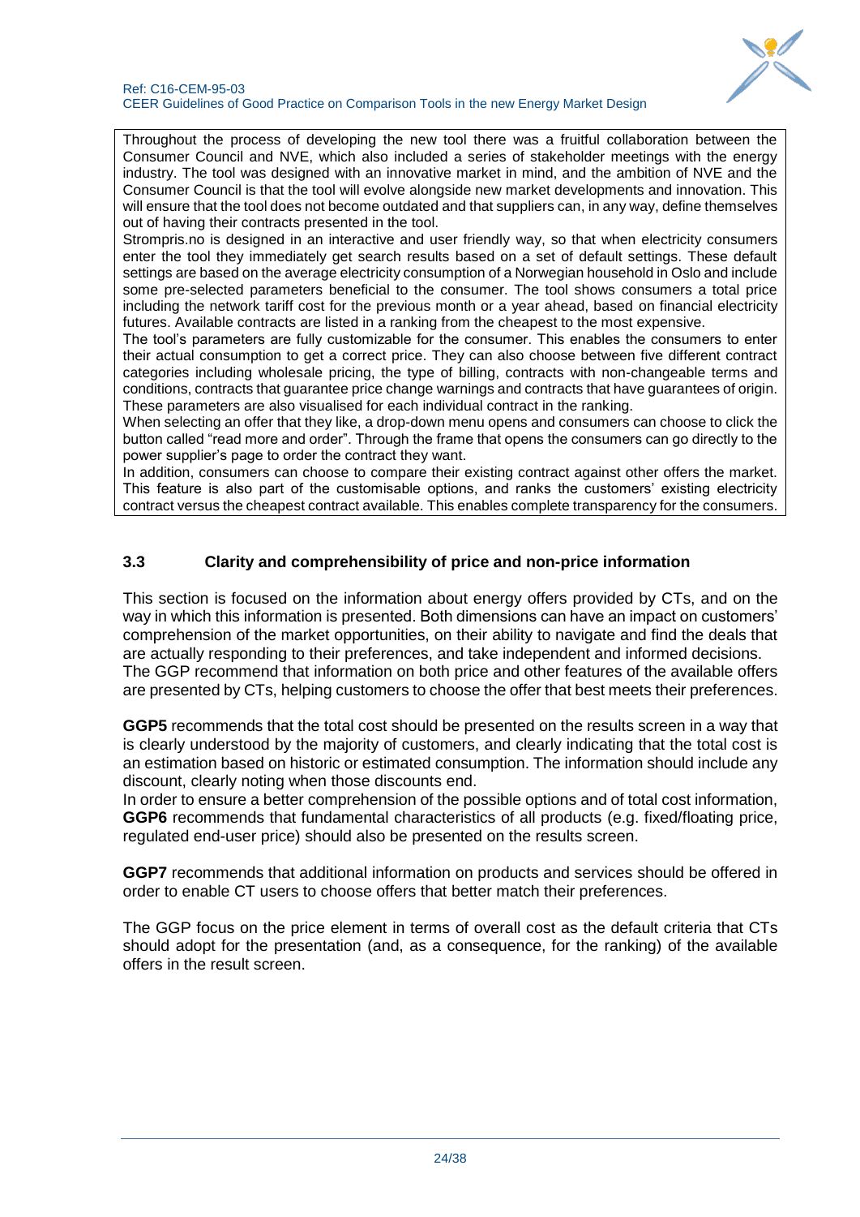Throughout the process of developing the new tool there was a fruitful collaboration between the Consumer Council and NVE, which also included a series of stakeholder meetings with the energy industry. The tool was designed with an innovative market in mind, and the ambition of NVE and the Consumer Council is that the tool will evolve alongside new market developments and innovation. This will ensure that the tool does not become outdated and that suppliers can, in any way, define themselves out of having their contracts presented in the tool.

Strompris.no is designed in an interactive and user friendly way, so that when electricity consumers enter the tool they immediately get search results based on a set of default settings. These default settings are based on the average electricity consumption of a Norwegian household in Oslo and include some pre-selected parameters beneficial to the consumer. The tool shows consumers a total price including the network tariff cost for the previous month or a year ahead, based on financial electricity futures. Available contracts are listed in a ranking from the cheapest to the most expensive.

The tool's parameters are fully customizable for the consumer. This enables the consumers to enter their actual consumption to get a correct price. They can also choose between five different contract categories including wholesale pricing, the type of billing, contracts with non-changeable terms and conditions, contracts that guarantee price change warnings and contracts that have guarantees of origin. These parameters are also visualised for each individual contract in the ranking.

When selecting an offer that they like, a drop-down menu opens and consumers can choose to click the button called "read more and order". Through the frame that opens the consumers can go directly to the power supplier's page to order the contract they want.

In addition, consumers can choose to compare their existing contract against other offers the market. This feature is also part of the customisable options, and ranks the customers' existing electricity contract versus the cheapest contract available. This enables complete transparency for the consumers.

### 3.3 Clarity and comprehensibility of price and non-price information

This section is focused on the information about energy offers provided by CTs, and on the way in which this information is presented. Both dimensions can have an impact on customers' comprehension of the market opportunities, on their ability to navigate and find the deals that are actually responding to their preferences, and take independent and informed decisions.

The GGP recommend that information on both price and other features of the available offers are presented by CTs, helping customers to choose the offer that best meets their preferences.

**GGP5** recommends that the total cost should be presented on the results screen in a way that is clearly understood by the majority of customers, and clearly indicating that the total cost is an estimation based on historic or estimated consumption. The information should include any discount, clearly noting when those discounts end.

In order to ensure a better comprehension of the possible options and of total cost information, **GGP6** recommends that fundamental characteristics of all products (e.g. fixed/floating price, regulated end-user price) should also be presented on the results screen.

**GGP7** recommends that additional information on products and services should be offered in order to enable CT users to choose offers that better match their preferences.

The GGP focus on the price element in terms of overall cost as the default criteria that CTs should adopt for the presentation (and, as a consequence, for the ranking) of the available offers in the result screen.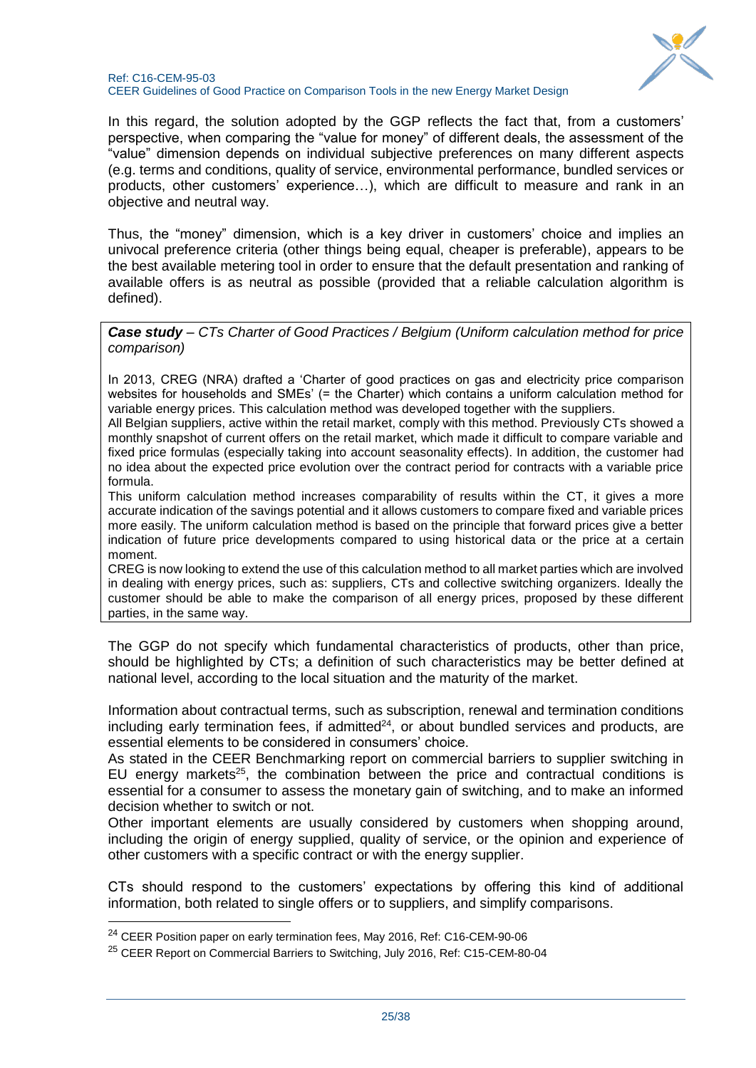In this regard, the solution adopted by the GGP reflects the fact that, from a customers' perspective, when comparing the "value for money" of different deals, the assessment of the "value" dimension depends on individual subjective preferences on many different aspects (e.g. terms and conditions, quality of service, environmental performance, bundled services or products, other customers' experience…), which are difficult to measure and rank in an objective and neutral way.

Thus, the "money" dimension, which is a key driver in customers' choice and implies an univocal preference criteria (other things being equal, cheaper is preferable), appears to be the best available metering tool in order to ensure that the default presentation and ranking of available offers is as neutral as possible (provided that a reliable calculation algorithm is defined).

> ***Case study** – CTs Charter of Good Practices / Belgium (Uniform calculation method for price comparison)*
>
> In 2013, CREG (NRA) drafted a 'Charter of good practices on gas and electricity price comparison websites for households and SMEs' (= the Charter) which contains a uniform calculation method for variable energy prices. This calculation method was developed together with the suppliers.
> All Belgian suppliers, active within the retail market, comply with this method. Previously CTs showed a monthly snapshot of current offers on the retail market, which made it difficult to compare variable and fixed price formulas (especially taking into account seasonality effects). In addition, the customer had no idea about the expected price evolution over the contract period for contracts with a variable price formula.
> This uniform calculation method increases comparability of results within the CT, it gives a more accurate indication of the savings potential and it allows customers to compare fixed and variable prices more easily. The uniform calculation method is based on the principle that forward prices give a better indication of future price developments compared to using historical data or the price at a certain moment.
> CREG is now looking to extend the use of this calculation method to all market parties which are involved in dealing with energy prices, such as: suppliers, CTs and collective switching organizers. Ideally the customer should be able to make the comparison of all energy prices, proposed by these different parties, in the same way.

The GGP do not specify which fundamental characteristics of products, other than price, should be highlighted by CTs; a definition of such characteristics may be better defined at national level, according to the local situation and the maturity of the market.

Information about contractual terms, such as subscription, renewal and termination conditions including early termination fees, if admitted[24], or about bundled services and products, are essential elements to be considered in consumers' choice.
As stated in the CEER Benchmarking report on commercial barriers to supplier switching in EU energy markets[25], the combination between the price and contractual conditions is essential for a consumer to assess the monetary gain of switching, and to make an informed decision whether to switch or not.
Other important elements are usually considered by customers when shopping around, including the origin of energy supplied, quality of service, or the opinion and experience of other customers with a specific contract or with the energy supplier.

CTs should respond to the customers' expectations by offering this kind of additional information, both related to single offers or to suppliers, and simplify comparisons.

[24] CEER Position paper on early termination fees, May 2016, Ref: C16-CEM-90-06

[25] CEER Report on Commercial Barriers to Switching, July 2016, Ref: C15-CEM-80-04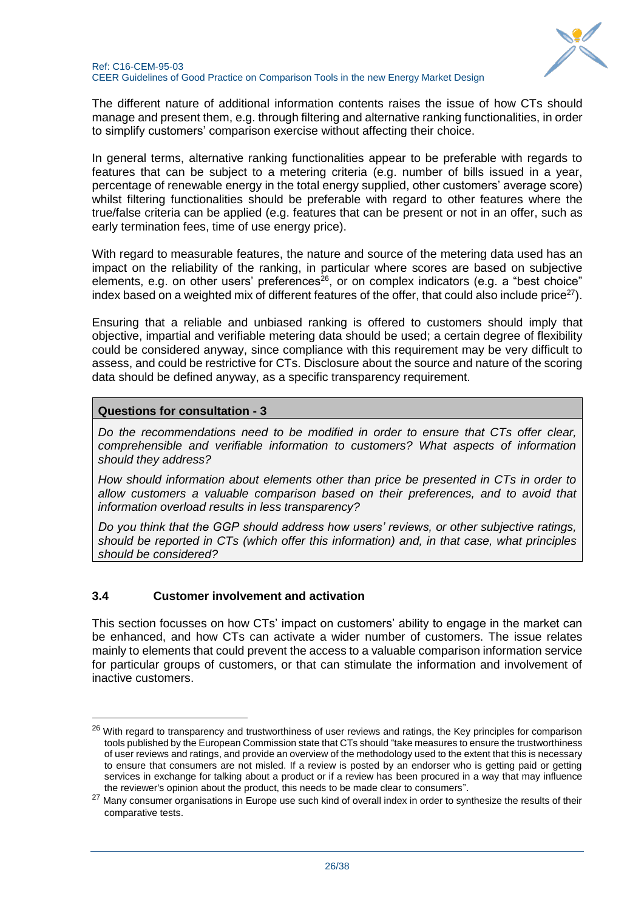The different nature of additional information contents raises the issue of how CTs should manage and present them, e.g. through filtering and alternative ranking functionalities, in order to simplify customers' comparison exercise without affecting their choice.

In general terms, alternative ranking functionalities appear to be preferable with regards to features that can be subject to a metering criteria (e.g. number of bills issued in a year, percentage of renewable energy in the total energy supplied, other customers' average score) whilst filtering functionalities should be preferable with regard to other features where the true/false criteria can be applied (e.g. features that can be present or not in an offer, such as early termination fees, time of use energy price).

With regard to measurable features, the nature and source of the metering data used has an impact on the reliability of the ranking, in particular where scores are based on subjective elements, e.g. on other users' preferences[26], or on complex indicators (e.g. a "best choice" index based on a weighted mix of different features of the offer, that could also include price[27]).

Ensuring that a reliable and unbiased ranking is offered to customers should imply that objective, impartial and verifiable metering data should be used; a certain degree of flexibility could be considered anyway, since compliance with this requirement may be very difficult to assess, and could be restrictive for CTs. Disclosure about the source and nature of the scoring data should be defined anyway, as a specific transparency requirement.

**Questions for consultation - 3**

*Do the recommendations need to be modified in order to ensure that CTs offer clear, comprehensible and verifiable information to customers? What aspects of information should they address?*

*How should information about elements other than price be presented in CTs in order to allow customers a valuable comparison based on their preferences, and to avoid that information overload results in less transparency?*

*Do you think that the GGP should address how users' reviews, or other subjective ratings, should be reported in CTs (which offer this information) and, in that case, what principles should be considered?*

### 3.4 Customer involvement and activation

This section focusses on how CTs' impact on customers' ability to engage in the market can be enhanced, and how CTs can activate a wider number of customers. The issue relates mainly to elements that could prevent the access to a valuable comparison information service for particular groups of customers, or that can stimulate the information and involvement of inactive customers.

---

[26] With regard to transparency and trustworthiness of user reviews and ratings, the Key principles for comparison tools published by the European Commission state that CTs should "take measures to ensure the trustworthiness of user reviews and ratings, and provide an overview of the methodology used to the extent that this is necessary to ensure that consumers are not misled. If a review is posted by an endorser who is getting paid or getting services in exchange for talking about a product or if a review has been procured in a way that may influence the reviewer's opinion about the product, this needs to be made clear to consumers".

[27] Many consumer organisations in Europe use such kind of overall index in order to synthesize the results of their comparative tests.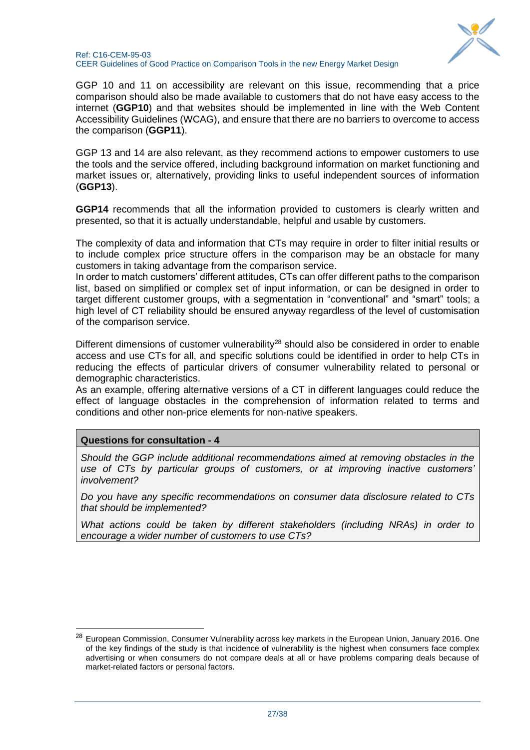GGP 10 and 11 on accessibility are relevant on this issue, recommending that a price comparison should also be made available to customers that do not have easy access to the internet (**GGP10**) and that websites should be implemented in line with the Web Content Accessibility Guidelines (WCAG), and ensure that there are no barriers to overcome to access the comparison (**GGP11**).

GGP 13 and 14 are also relevant, as they recommend actions to empower customers to use the tools and the service offered, including background information on market functioning and market issues or, alternatively, providing links to useful independent sources of information (**GGP13**).

**GGP14** recommends that all the information provided to customers is clearly written and presented, so that it is actually understandable, helpful and usable by customers.

The complexity of data and information that CTs may require in order to filter initial results or to include complex price structure offers in the comparison may be an obstacle for many customers in taking advantage from the comparison service.
In order to match customers' different attitudes, CTs can offer different paths to the comparison list, based on simplified or complex set of input information, or can be designed in order to target different customer groups, with a segmentation in "conventional" and "smart" tools; a high level of CT reliability should be ensured anyway regardless of the level of customisation of the comparison service.

Different dimensions of customer vulnerability[28] should also be considered in order to enable access and use CTs for all, and specific solutions could be identified in order to help CTs in reducing the effects of particular drivers of consumer vulnerability related to personal or demographic characteristics.
As an example, offering alternative versions of a CT in different languages could reduce the effect of language obstacles in the comprehension of information related to terms and conditions and other non-price elements for non-native speakers.

**Questions for consultation - 4**

*Should the GGP include additional recommendations aimed at removing obstacles in the use of CTs by particular groups of customers, or at improving inactive customers' involvement?*

*Do you have any specific recommendations on consumer data disclosure related to CTs that should be implemented?*

*What actions could be taken by different stakeholders (including NRAs) in order to encourage a wider number of customers to use CTs?*

---

[28] European Commission, Consumer Vulnerability across key markets in the European Union, January 2016. One of the key findings of the study is that incidence of vulnerability is the highest when consumers face complex advertising or when consumers do not compare deals at all or have problems comparing deals because of market-related factors or personal factors.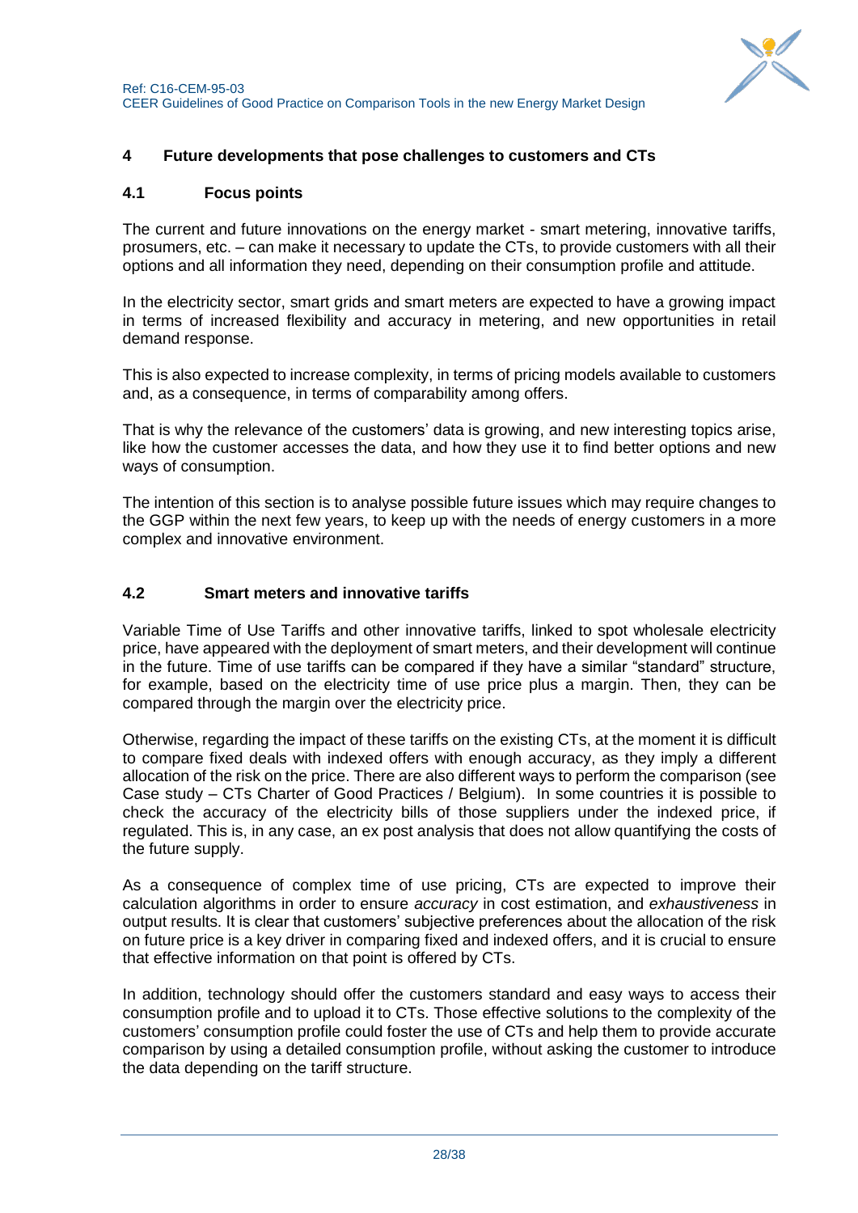## 4 Future developments that pose challenges to customers and CTs

### 4.1 Focus points

The current and future innovations on the energy market - smart metering, innovative tariffs, prosumers, etc. – can make it necessary to update the CTs, to provide customers with all their options and all information they need, depending on their consumption profile and attitude.

In the electricity sector, smart grids and smart meters are expected to have a growing impact in terms of increased flexibility and accuracy in metering, and new opportunities in retail demand response.

This is also expected to increase complexity, in terms of pricing models available to customers and, as a consequence, in terms of comparability among offers.

That is why the relevance of the customers' data is growing, and new interesting topics arise, like how the customer accesses the data, and how they use it to find better options and new ways of consumption.

The intention of this section is to analyse possible future issues which may require changes to the GGP within the next few years, to keep up with the needs of energy customers in a more complex and innovative environment.

### 4.2 Smart meters and innovative tariffs

Variable Time of Use Tariffs and other innovative tariffs, linked to spot wholesale electricity price, have appeared with the deployment of smart meters, and their development will continue in the future. Time of use tariffs can be compared if they have a similar "standard" structure, for example, based on the electricity time of use price plus a margin. Then, they can be compared through the margin over the electricity price.

Otherwise, regarding the impact of these tariffs on the existing CTs, at the moment it is difficult to compare fixed deals with indexed offers with enough accuracy, as they imply a different allocation of the risk on the price. There are also different ways to perform the comparison (see Case study – CTs Charter of Good Practices / Belgium). In some countries it is possible to check the accuracy of the electricity bills of those suppliers under the indexed price, if regulated. This is, in any case, an ex post analysis that does not allow quantifying the costs of the future supply.

As a consequence of complex time of use pricing, CTs are expected to improve their calculation algorithms in order to ensure *accuracy* in cost estimation, and *exhaustiveness* in output results. It is clear that customers' subjective preferences about the allocation of the risk on future price is a key driver in comparing fixed and indexed offers, and it is crucial to ensure that effective information on that point is offered by CTs.

In addition, technology should offer the customers standard and easy ways to access their consumption profile and to upload it to CTs. Those effective solutions to the complexity of the customers' consumption profile could foster the use of CTs and help them to provide accurate comparison by using a detailed consumption profile, without asking the customer to introduce the data depending on the tariff structure.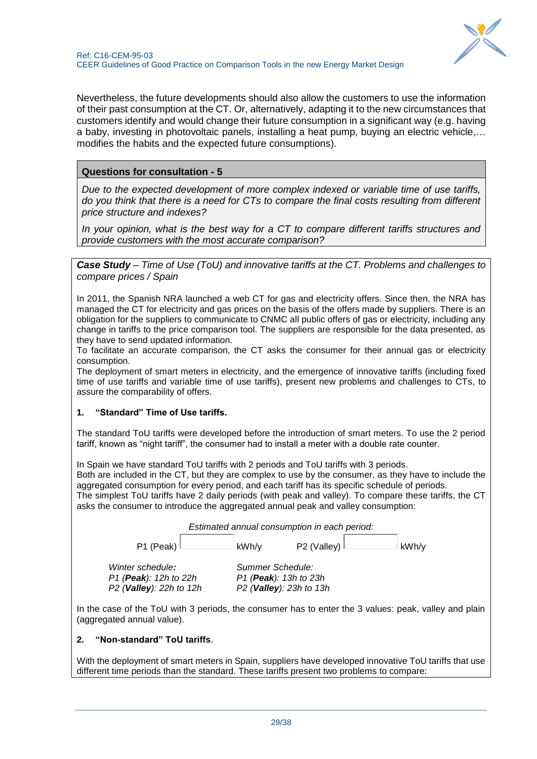Nevertheless, the future developments should also allow the customers to use the information of their past consumption at the CT. Or, alternatively, adapting it to the new circumstances that customers identify and would change their future consumption in a significant way (e.g. having a baby, investing in photovoltaic panels, installing a heat pump, buying an electric vehicle,… modifies the habits and the expected future consumptions).

**Questions for consultation - 5**

*Due to the expected development of more complex indexed or variable time of use tariffs, do you think that there is a need for CTs to compare the final costs resulting from different price structure and indexes?*

*In your opinion, what is the best way for a CT to compare different tariffs structures and provide customers with the most accurate comparison?*

***Case Study** – Time of Use (ToU) and innovative tariffs at the CT. Problems and challenges to compare prices / Spain*

In 2011, the Spanish NRA launched a web CT for gas and electricity offers. Since then, the NRA has managed the CT for electricity and gas prices on the basis of the offers made by suppliers. There is an obligation for the suppliers to communicate to CNMC all public offers of gas or electricity, including any change in tariffs to the price comparison tool. The suppliers are responsible for the data presented, as they have to send updated information.
To facilitate an accurate comparison, the CT asks the consumer for their annual gas or electricity consumption.
The deployment of smart meters in electricity, and the emergence of innovative tariffs (including fixed time of use tariffs and variable time of use tariffs), present new problems and challenges to CTs, to assure the comparability of offers.

**1. "Standard" Time of Use tariffs.**

The standard ToU tariffs were developed before the introduction of smart meters. To use the 2 period tariff, known as "night tariff", the consumer had to install a meter with a double rate counter.

In Spain we have standard ToU tariffs with 2 periods and ToU tariffs with 3 periods.
Both are included in the CT, but they are complex to use by the consumer, as they have to include the aggregated consumption for every period, and each tariff has its specific schedule of periods.
The simplest ToU tariffs have 2 daily periods (with peak and valley). To compare these tariffs, the CT asks the consumer to introduce the aggregated annual peak and valley consumption:

*Estimated annual consumption in each period:*

P1 (Peak) [      ] kWh/y        P2 (Valley) [      ] kWh/y

| *Winter schedule:* | *Summer Schedule:* |
|---|---|
| *P1 (**Peak**): 12h to 22h* | *P1 (**Peak**): 13h to 23h* |
| *P2 (**Valley**): 22h to 12h* | *P2 (**Valley**): 23h to 13h* |

In the case of the ToU with 3 periods, the consumer has to enter the 3 values: peak, valley and plain (aggregated annual value).

**2. "Non-standard" ToU tariffs.**

With the deployment of smart meters in Spain, suppliers have developed innovative ToU tariffs that use different time periods than the standard. These tariffs present two problems to compare: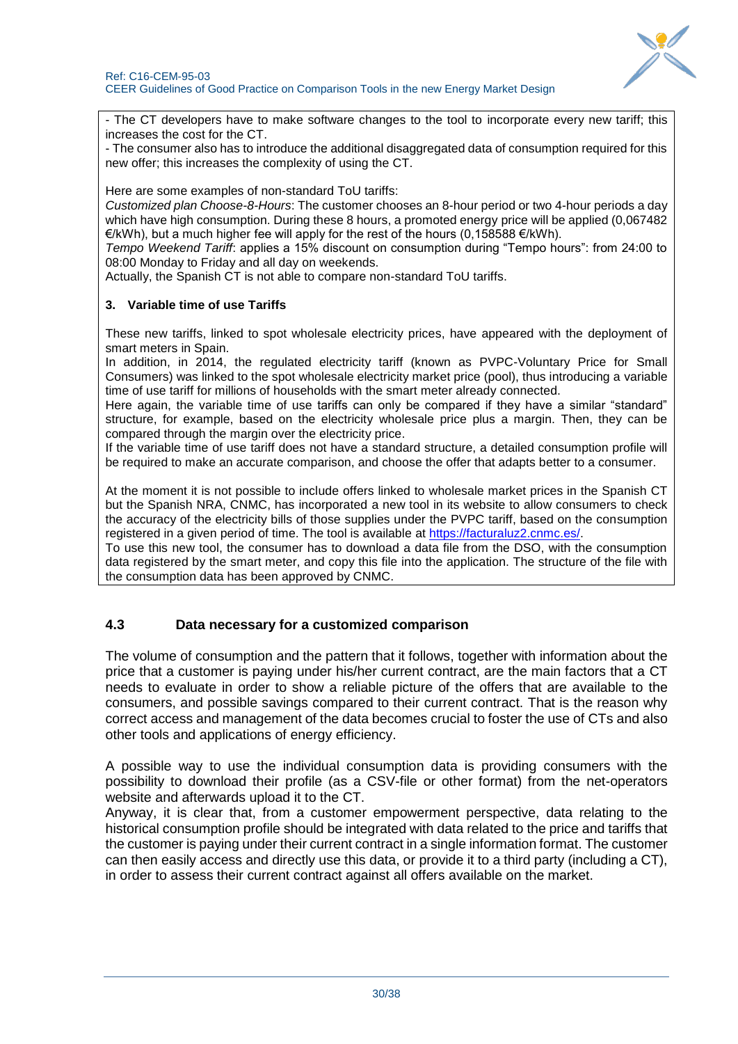- The CT developers have to make software changes to the tool to incorporate every new tariff; this increases the cost for the CT.
- The consumer also has to introduce the additional disaggregated data of consumption required for this new offer; this increases the complexity of using the CT.

Here are some examples of non-standard ToU tariffs:
*Customized plan Choose-8-Hours*: The customer chooses an 8-hour period or two 4-hour periods a day which have high consumption. During these 8 hours, a promoted energy price will be applied (0,067482 €/kWh), but a much higher fee will apply for the rest of the hours (0,158588 €/kWh).
*Tempo Weekend Tariff*: applies a 15% discount on consumption during "Tempo hours": from 24:00 to 08:00 Monday to Friday and all day on weekends.
Actually, the Spanish CT is not able to compare non-standard ToU tariffs.

**3. Variable time of use Tariffs**

These new tariffs, linked to spot wholesale electricity prices, have appeared with the deployment of smart meters in Spain.
In addition, in 2014, the regulated electricity tariff (known as PVPC-Voluntary Price for Small Consumers) was linked to the spot wholesale electricity market price (pool), thus introducing a variable time of use tariff for millions of households with the smart meter already connected.
Here again, the variable time of use tariffs can only be compared if they have a similar "standard" structure, for example, based on the electricity wholesale price plus a margin. Then, they can be compared through the margin over the electricity price.
If the variable time of use tariff does not have a standard structure, a detailed consumption profile will be required to make an accurate comparison, and choose the offer that adapts better to a consumer.

At the moment it is not possible to include offers linked to wholesale market prices in the Spanish CT but the Spanish NRA, CNMC, has incorporated a new tool in its website to allow consumers to check the accuracy of the electricity bills of those supplies under the PVPC tariff, based on the consumption registered in a given period of time. The tool is available at https://facturaluz2.cnmc.es/.
To use this new tool, the consumer has to download a data file from the DSO, with the consumption data registered by the smart meter, and copy this file into the application. The structure of the file with the consumption data has been approved by CNMC.

### 4.3 Data necessary for a customized comparison

The volume of consumption and the pattern that it follows, together with information about the price that a customer is paying under his/her current contract, are the main factors that a CT needs to evaluate in order to show a reliable picture of the offers that are available to the consumers, and possible savings compared to their current contract. That is the reason why correct access and management of the data becomes crucial to foster the use of CTs and also other tools and applications of energy efficiency.

A possible way to use the individual consumption data is providing consumers with the possibility to download their profile (as a CSV-file or other format) from the net-operators website and afterwards upload it to the CT.
Anyway, it is clear that, from a customer empowerment perspective, data relating to the historical consumption profile should be integrated with data related to the price and tariffs that the customer is paying under their current contract in a single information format. The customer can then easily access and directly use this data, or provide it to a third party (including a CT), in order to assess their current contract against all offers available on the market.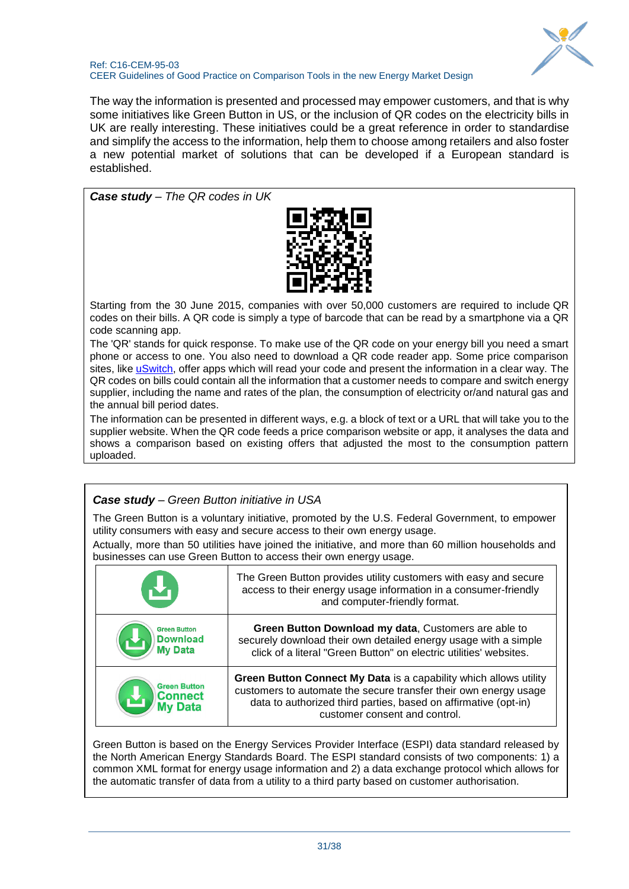The way the information is presented and processed may empower customers, and that is why some initiatives like Green Button in US, or the inclusion of QR codes on the electricity bills in UK are really interesting. These initiatives could be a great reference in order to standardise and simplify the access to the information, help them to choose among retailers and also foster a new potential market of solutions that can be developed if a European standard is established.

***Case study** – The QR codes in UK*

Starting from the 30 June 2015, companies with over 50,000 customers are required to include QR codes on their bills. A QR code is simply a type of barcode that can be read by a smartphone via a QR code scanning app.

The 'QR' stands for quick response. To make use of the QR code on your energy bill you need a smart phone or access to one. You also need to download a QR code reader app. Some price comparison sites, like uSwitch, offer apps which will read your code and present the information in a clear way. The QR codes on bills could contain all the information that a customer needs to compare and switch energy supplier, including the name and rates of the plan, the consumption of electricity or/and natural gas and the annual bill period dates.

The information can be presented in different ways, e.g. a block of text or a URL that will take you to the supplier website. When the QR code feeds a price comparison website or app, it analyses the data and shows a comparison based on existing offers that adjusted the most to the consumption pattern uploaded.

***Case study** – Green Button initiative in USA*

The Green Button is a voluntary initiative, promoted by the U.S. Federal Government, to empower utility consumers with easy and secure access to their own energy usage.

Actually, more than 50 utilities have joined the initiative, and more than 60 million households and businesses can use Green Button to access their own energy usage.

| | |
|---|---|
| | The Green Button provides utility customers with easy and secure access to their energy usage information in a consumer-friendly and computer-friendly format. |
| Green Button Download My Data | **Green Button Download my data**, Customers are able to securely download their own detailed energy usage with a simple click of a literal "Green Button" on electric utilities' websites. |
| Green Button Connect My Data | **Green Button Connect My Data** is a capability which allows utility customers to automate the secure transfer their own energy usage data to authorized third parties, based on affirmative (opt-in) customer consent and control. |

Green Button is based on the Energy Services Provider Interface (ESPI) data standard released by the North American Energy Standards Board. The ESPI standard consists of two components: 1) a common XML format for energy usage information and 2) a data exchange protocol which allows for the automatic transfer of data from a utility to a third party based on customer authorisation.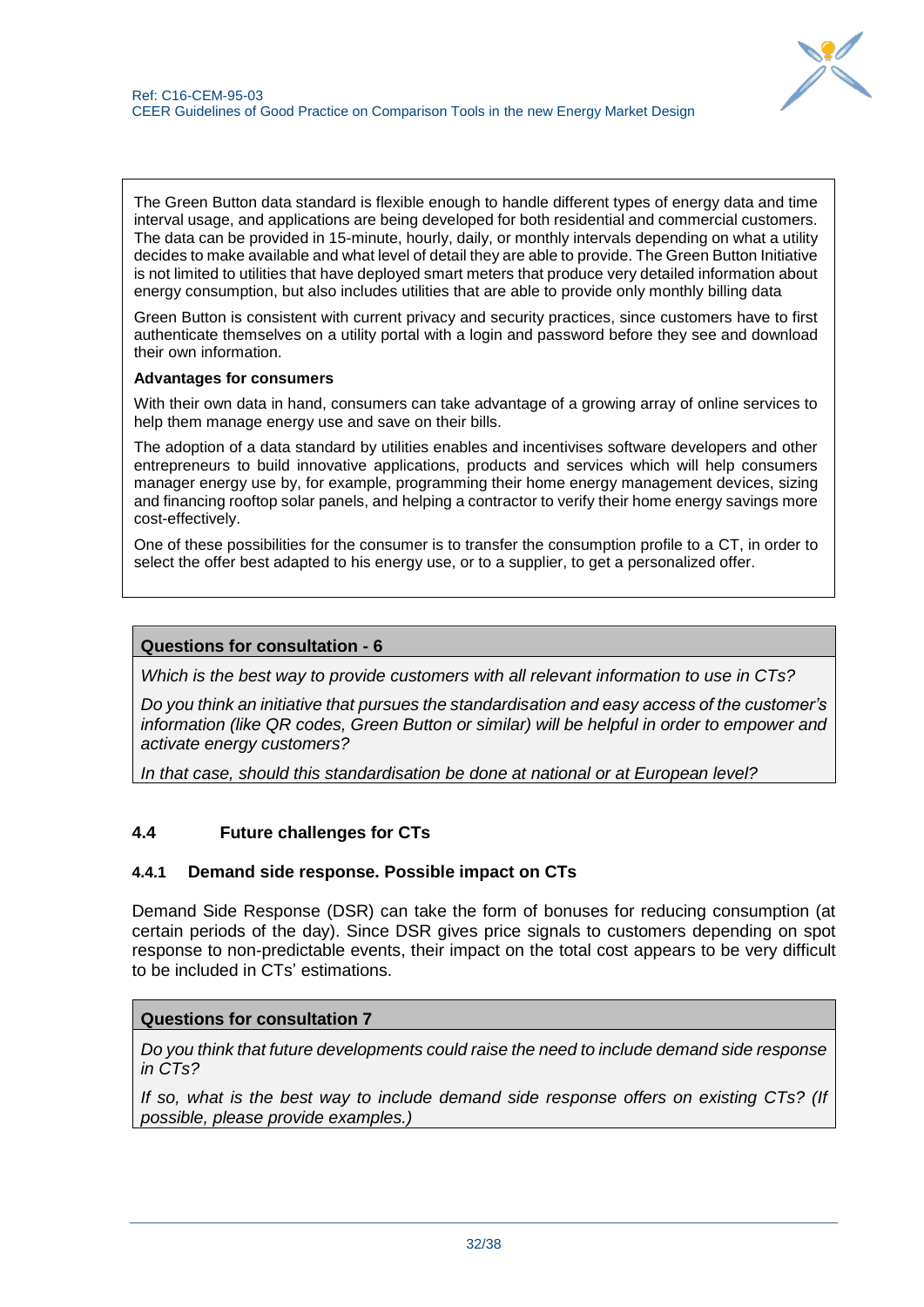The Green Button data standard is flexible enough to handle different types of energy data and time interval usage, and applications are being developed for both residential and commercial customers. The data can be provided in 15-minute, hourly, daily, or monthly intervals depending on what a utility decides to make available and what level of detail they are able to provide. The Green Button Initiative is not limited to utilities that have deployed smart meters that produce very detailed information about energy consumption, but also includes utilities that are able to provide only monthly billing data

Green Button is consistent with current privacy and security practices, since customers have to first authenticate themselves on a utility portal with a login and password before they see and download their own information.

**Advantages for consumers**

With their own data in hand, consumers can take advantage of a growing array of online services to help them manage energy use and save on their bills.

The adoption of a data standard by utilities enables and incentivises software developers and other entrepreneurs to build innovative applications, products and services which will help consumers manager energy use by, for example, programming their home energy management devices, sizing and financing rooftop solar panels, and helping a contractor to verify their home energy savings more cost-effectively.

One of these possibilities for the consumer is to transfer the consumption profile to a CT, in order to select the offer best adapted to his energy use, or to a supplier, to get a personalized offer.

**Questions for consultation - 6**

*Which is the best way to provide customers with all relevant information to use in CTs?*

*Do you think an initiative that pursues the standardisation and easy access of the customer's information (like QR codes, Green Button or similar) will be helpful in order to empower and activate energy customers?*

*In that case, should this standardisation be done at national or at European level?*

## 4.4 Future challenges for CTs

### 4.4.1 Demand side response. Possible impact on CTs

Demand Side Response (DSR) can take the form of bonuses for reducing consumption (at certain periods of the day). Since DSR gives price signals to customers depending on spot response to non-predictable events, their impact on the total cost appears to be very difficult to be included in CTs' estimations.

**Questions for consultation 7**

*Do you think that future developments could raise the need to include demand side response in CTs?*

*If so, what is the best way to include demand side response offers on existing CTs? (If possible, please provide examples.)*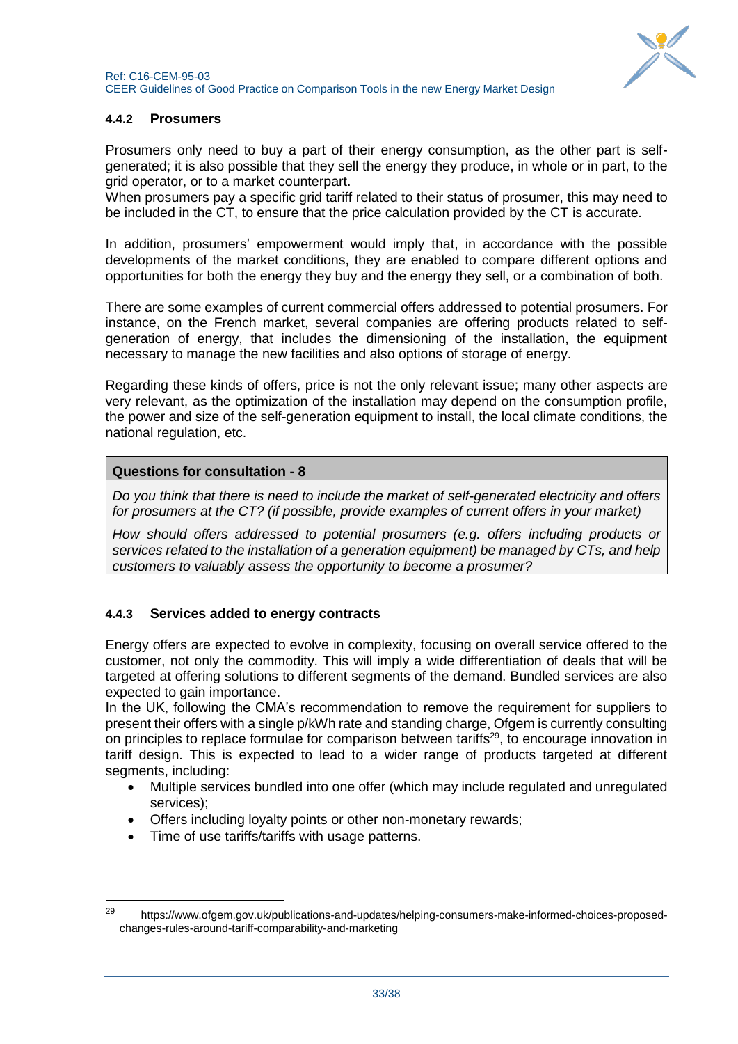#### 4.4.2 Prosumers

Prosumers only need to buy a part of their energy consumption, as the other part is self-generated; it is also possible that they sell the energy they produce, in whole or in part, to the grid operator, or to a market counterpart.
When prosumers pay a specific grid tariff related to their status of prosumer, this may need to be included in the CT, to ensure that the price calculation provided by the CT is accurate.

In addition, prosumers' empowerment would imply that, in accordance with the possible developments of the market conditions, they are enabled to compare different options and opportunities for both the energy they buy and the energy they sell, or a combination of both.

There are some examples of current commercial offers addressed to potential prosumers. For instance, on the French market, several companies are offering products related to self-generation of energy, that includes the dimensioning of the installation, the equipment necessary to manage the new facilities and also options of storage of energy.

Regarding these kinds of offers, price is not the only relevant issue; many other aspects are very relevant, as the optimization of the installation may depend on the consumption profile, the power and size of the self-generation equipment to install, the local climate conditions, the national regulation, etc.

| **Questions for consultation - 8** |
|---|
| *Do you think that there is need to include the market of self-generated electricity and offers for prosumers at the CT? (if possible, provide examples of current offers in your market)* <br> *How should offers addressed to potential prosumers (e.g. offers including products or services related to the installation of a generation equipment) be managed by CTs, and help customers to valuably assess the opportunity to become a prosumer?* |

#### 4.4.3 Services added to energy contracts

Energy offers are expected to evolve in complexity, focusing on overall service offered to the customer, not only the commodity. This will imply a wide differentiation of deals that will be targeted at offering solutions to different segments of the demand. Bundled services are also expected to gain importance.
In the UK, following the CMA's recommendation to remove the requirement for suppliers to present their offers with a single p/kWh rate and standing charge, Ofgem is currently consulting on principles to replace formulae for comparison between tariffs[29], to encourage innovation in tariff design. This is expected to lead to a wider range of products targeted at different segments, including:

- Multiple services bundled into one offer (which may include regulated and unregulated services);
- Offers including loyalty points or other non-monetary rewards;
- Time of use tariffs/tariffs with usage patterns.

[29] https://www.ofgem.gov.uk/publications-and-updates/helping-consumers-make-informed-choices-proposed-changes-rules-around-tariff-comparability-and-marketing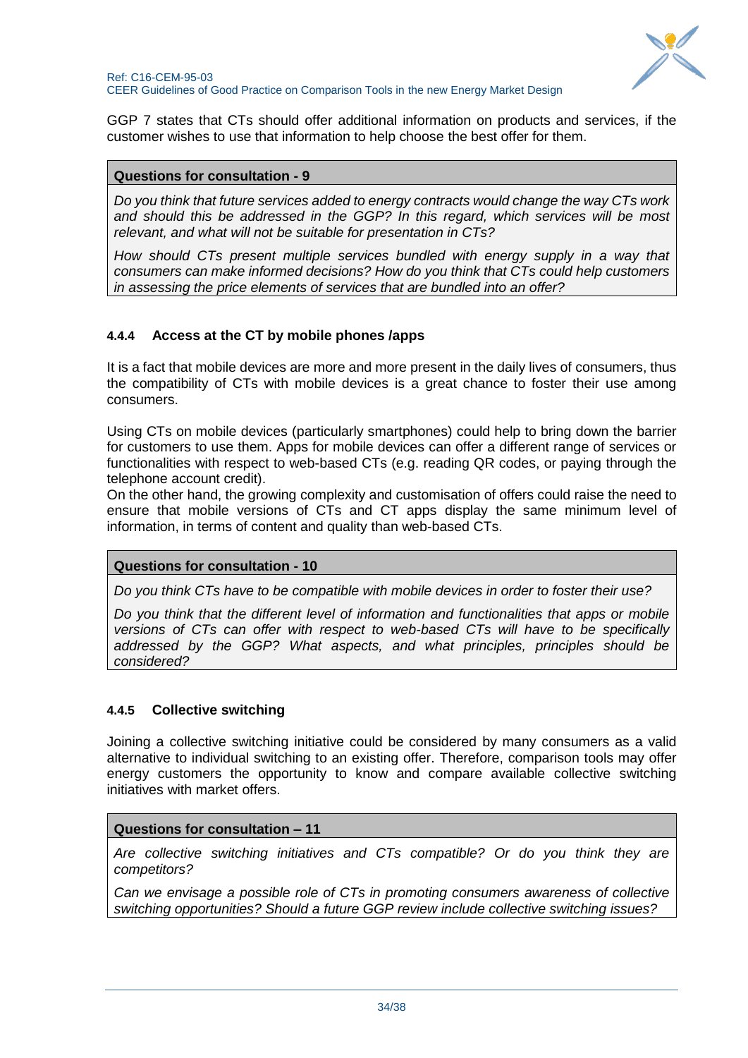GGP 7 states that CTs should offer additional information on products and services, if the customer wishes to use that information to help choose the best offer for them.

| **Questions for consultation - 9** |
| --- |
| *Do you think that future services added to energy contracts would change the way CTs work and should this be addressed in the GGP? In this regard, which services will be most relevant, and what will not be suitable for presentation in CTs?* |
| *How should CTs present multiple services bundled with energy supply in a way that consumers can make informed decisions? How do you think that CTs could help customers in assessing the price elements of services that are bundled into an offer?* |

#### 4.4.4 Access at the CT by mobile phones /apps

It is a fact that mobile devices are more and more present in the daily lives of consumers, thus the compatibility of CTs with mobile devices is a great chance to foster their use among consumers.

Using CTs on mobile devices (particularly smartphones) could help to bring down the barrier for customers to use them. Apps for mobile devices can offer a different range of services or functionalities with respect to web-based CTs (e.g. reading QR codes, or paying through the telephone account credit).
On the other hand, the growing complexity and customisation of offers could raise the need to ensure that mobile versions of CTs and CT apps display the same minimum level of information, in terms of content and quality than web-based CTs.

| **Questions for consultation - 10** |
| --- |
| *Do you think CTs have to be compatible with mobile devices in order to foster their use?* |
| *Do you think that the different level of information and functionalities that apps or mobile versions of CTs can offer with respect to web-based CTs will have to be specifically addressed by the GGP? What aspects, and what principles, principles should be considered?* |

#### 4.4.5 Collective switching

Joining a collective switching initiative could be considered by many consumers as a valid alternative to individual switching to an existing offer. Therefore, comparison tools may offer energy customers the opportunity to know and compare available collective switching initiatives with market offers.

| **Questions for consultation – 11** |
| --- |
| *Are collective switching initiatives and CTs compatible? Or do you think they are competitors?* |
| *Can we envisage a possible role of CTs in promoting consumers awareness of collective switching opportunities? Should a future GGP review include collective switching issues?* |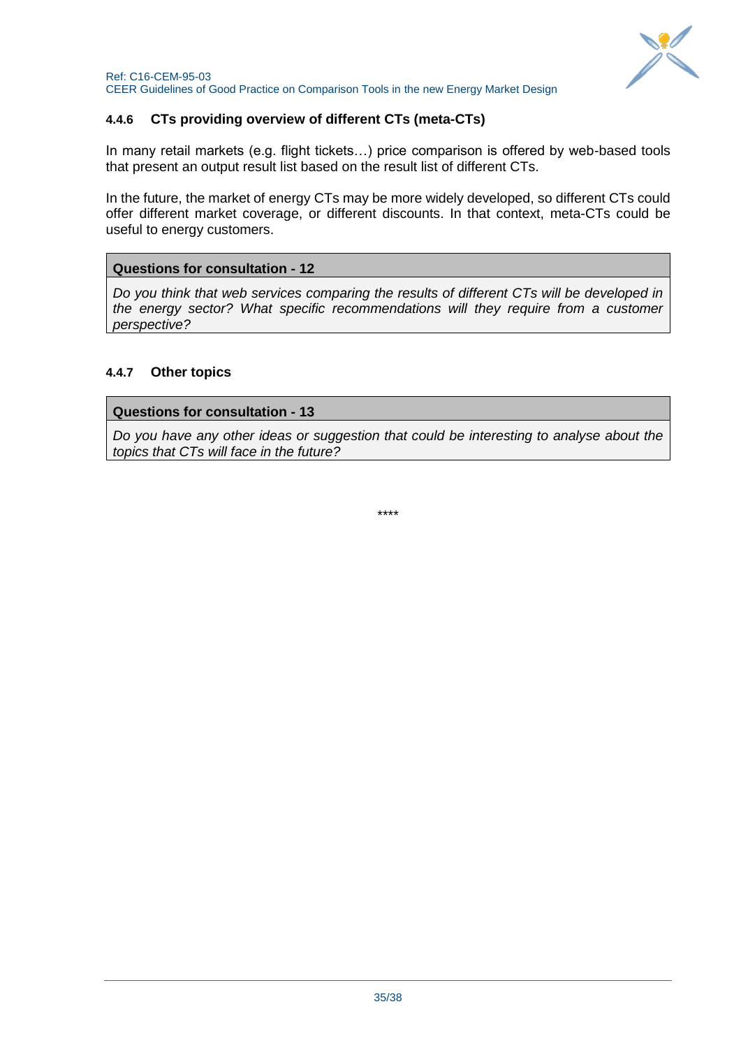#### 4.4.6 CTs providing overview of different CTs (meta-CTs)

In many retail markets (e.g. flight tickets…) price comparison is offered by web-based tools that present an output result list based on the result list of different CTs.

In the future, the market of energy CTs may be more widely developed, so different CTs could offer different market coverage, or different discounts. In that context, meta-CTs could be useful to energy customers.

| Questions for consultation - 12 |
| --- |
| *Do you think that web services comparing the results of different CTs will be developed in the energy sector? What specific recommendations will they require from a customer perspective?* |

#### 4.4.7 Other topics

| Questions for consultation - 13 |
| --- |
| *Do you have any other ideas or suggestion that could be interesting to analyse about the topics that CTs will face in the future?* |

****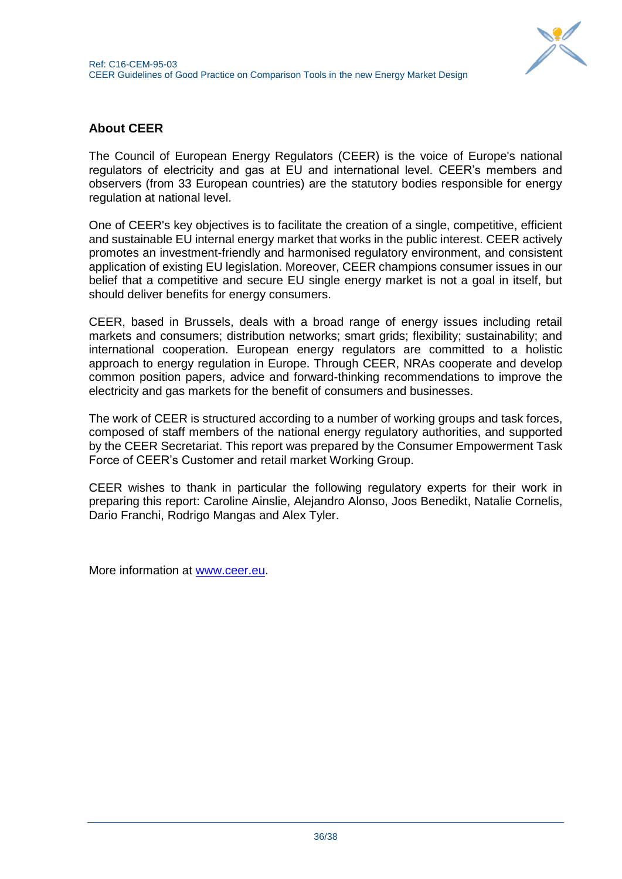## About CEER

The Council of European Energy Regulators (CEER) is the voice of Europe's national regulators of electricity and gas at EU and international level. CEER's members and observers (from 33 European countries) are the statutory bodies responsible for energy regulation at national level.

One of CEER's key objectives is to facilitate the creation of a single, competitive, efficient and sustainable EU internal energy market that works in the public interest. CEER actively promotes an investment-friendly and harmonised regulatory environment, and consistent application of existing EU legislation. Moreover, CEER champions consumer issues in our belief that a competitive and secure EU single energy market is not a goal in itself, but should deliver benefits for energy consumers.

CEER, based in Brussels, deals with a broad range of energy issues including retail markets and consumers; distribution networks; smart grids; flexibility; sustainability; and international cooperation. European energy regulators are committed to a holistic approach to energy regulation in Europe. Through CEER, NRAs cooperate and develop common position papers, advice and forward-thinking recommendations to improve the electricity and gas markets for the benefit of consumers and businesses.

The work of CEER is structured according to a number of working groups and task forces, composed of staff members of the national energy regulatory authorities, and supported by the CEER Secretariat. This report was prepared by the Consumer Empowerment Task Force of CEER's Customer and retail market Working Group.

CEER wishes to thank in particular the following regulatory experts for their work in preparing this report: Caroline Ainslie, Alejandro Alonso, Joos Benedikt, Natalie Cornelis, Dario Franchi, Rodrigo Mangas and Alex Tyler.

More information at [www.ceer.eu](http://www.ceer.eu).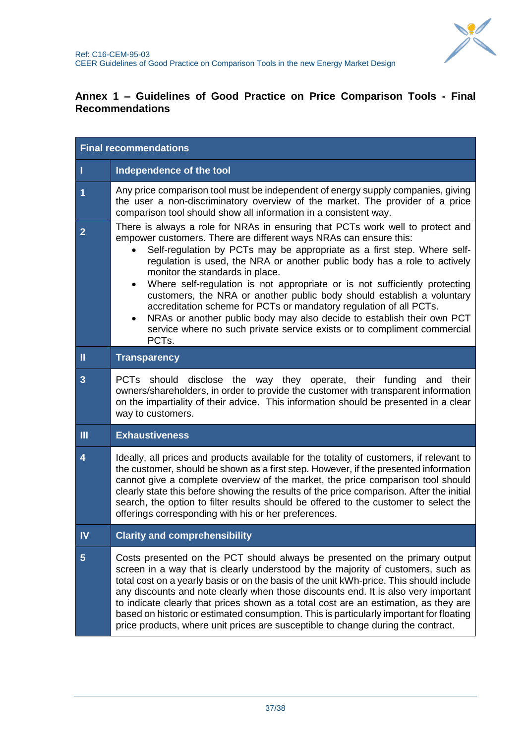## Annex 1 – Guidelines of Good Practice on Price Comparison Tools - Final Recommendations

| Final recommendations | |
|---|---|
| **I** | **Independence of the tool** |
| 1 | Any price comparison tool must be independent of energy supply companies, giving the user a non-discriminatory overview of the market. The provider of a price comparison tool should show all information in a consistent way. |
| 2 | There is always a role for NRAs in ensuring that PCTs work well to protect and empower customers. There are different ways NRAs can ensure this:<br>• Self-regulation by PCTs may be appropriate as a first step. Where self-regulation is used, the NRA or another public body has a role to actively monitor the standards in place.<br>• Where self-regulation is not appropriate or is not sufficiently protecting customers, the NRA or another public body should establish a voluntary accreditation scheme for PCTs or mandatory regulation of all PCTs.<br>• NRAs or another public body may also decide to establish their own PCT service where no such private service exists or to compliment commercial PCTs. |
| **II** | **Transparency** |
| 3 | PCTs should disclose the way they operate, their funding and their owners/shareholders, in order to provide the customer with transparent information on the impartiality of their advice. This information should be presented in a clear way to customers. |
| **III** | **Exhaustiveness** |
| 4 | Ideally, all prices and products available for the totality of customers, if relevant to the customer, should be shown as a first step. However, if the presented information cannot give a complete overview of the market, the price comparison tool should clearly state this before showing the results of the price comparison. After the initial search, the option to filter results should be offered to the customer to select the offerings corresponding with his or her preferences. |
| **IV** | **Clarity and comprehensibility** |
| 5 | Costs presented on the PCT should always be presented on the primary output screen in a way that is clearly understood by the majority of customers, such as total cost on a yearly basis or on the basis of the unit kWh-price. This should include any discounts and note clearly when those discounts end. It is also very important to indicate clearly that prices shown as a total cost are an estimation, as they are based on historic or estimated consumption. This is particularly important for floating price products, where unit prices are susceptible to change during the contract. |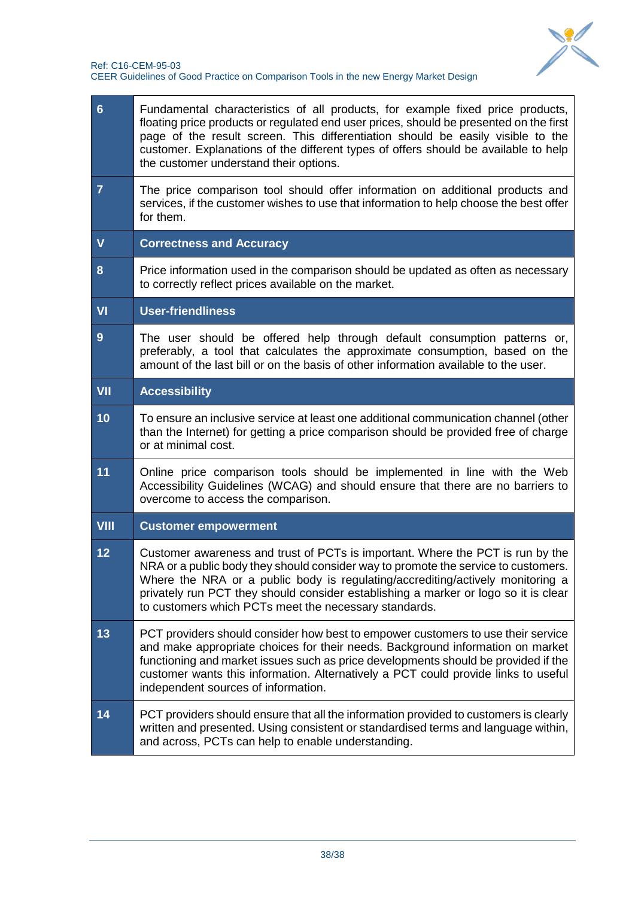| | |
|---|---|
| 6 | Fundamental characteristics of all products, for example fixed price products, floating price products or regulated end user prices, should be presented on the first page of the result screen. This differentiation should be easily visible to the customer. Explanations of the different types of offers should be available to help the customer understand their options. |
| 7 | The price comparison tool should offer information on additional products and services, if the customer wishes to use that information to help choose the best offer for them. |
| **V** | **Correctness and Accuracy** |
| 8 | Price information used in the comparison should be updated as often as necessary to correctly reflect prices available on the market. |
| **VI** | **User-friendliness** |
| 9 | The user should be offered help through default consumption patterns or, preferably, a tool that calculates the approximate consumption, based on the amount of the last bill or on the basis of other information available to the user. |
| **VII** | **Accessibility** |
| 10 | To ensure an inclusive service at least one additional communication channel (other than the Internet) for getting a price comparison should be provided free of charge or at minimal cost. |
| 11 | Online price comparison tools should be implemented in line with the Web Accessibility Guidelines (WCAG) and should ensure that there are no barriers to overcome to access the comparison. |
| **VIII** | **Customer empowerment** |
| 12 | Customer awareness and trust of PCTs is important. Where the PCT is run by the NRA or a public body they should consider way to promote the service to customers. Where the NRA or a public body is regulating/accrediting/actively monitoring a privately run PCT they should consider establishing a marker or logo so it is clear to customers which PCTs meet the necessary standards. |
| 13 | PCT providers should consider how best to empower customers to use their service and make appropriate choices for their needs. Background information on market functioning and market issues such as price developments should be provided if the customer wants this information. Alternatively a PCT could provide links to useful independent sources of information. |
| 14 | PCT providers should ensure that all the information provided to customers is clearly written and presented. Using consistent or standardised terms and language within, and across, PCTs can help to enable understanding. |